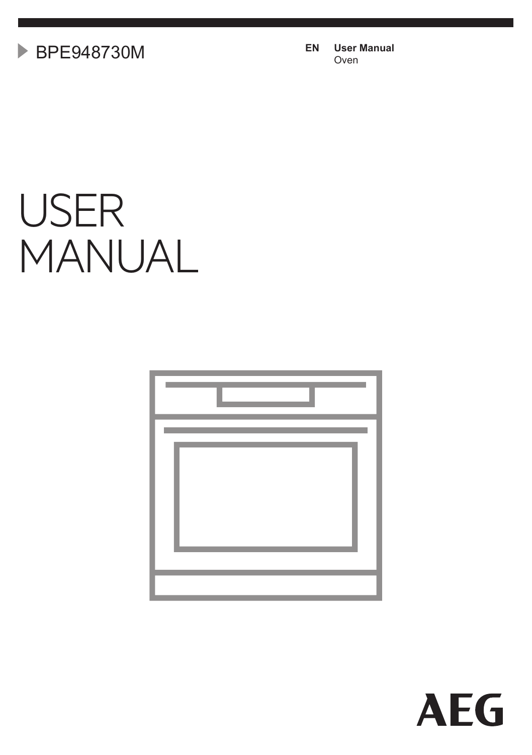BPE948730M

**EN** **User Manual**
Oven

# USER MANUAL

AEG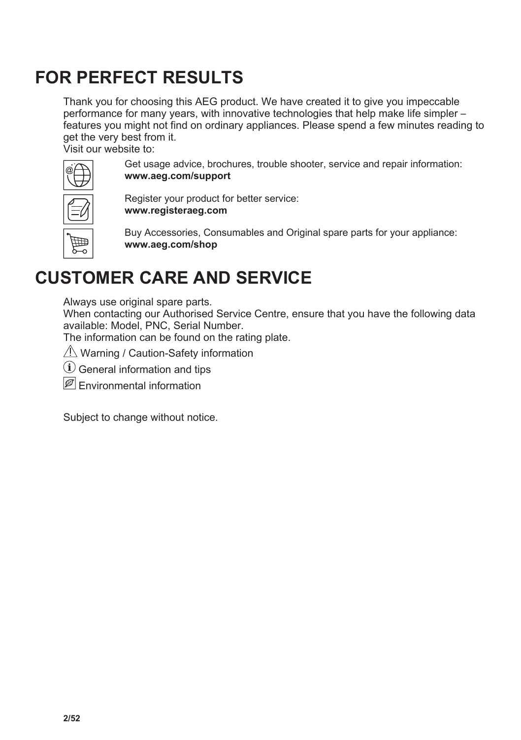# FOR PERFECT RESULTS

Thank you for choosing this AEG product. We have created it to give you impeccable performance for many years, with innovative technologies that help make life simpler – features you might not find on ordinary appliances. Please spend a few minutes reading to get the very best from it.

Visit our website to:

Get usage advice, brochures, trouble shooter, service and repair information:
**www.aeg.com/support**

Register your product for better service:
**www.registeraeg.com**

Buy Accessories, Consumables and Original spare parts for your appliance:
**www.aeg.com/shop**

# CUSTOMER CARE AND SERVICE

Always use original spare parts.

When contacting our Authorised Service Centre, ensure that you have the following data available: Model, PNC, Serial Number.

The information can be found on the rating plate.

⚠ Warning / Caution-Safety information

ⓘ General information and tips

Environmental information

Subject to change without notice.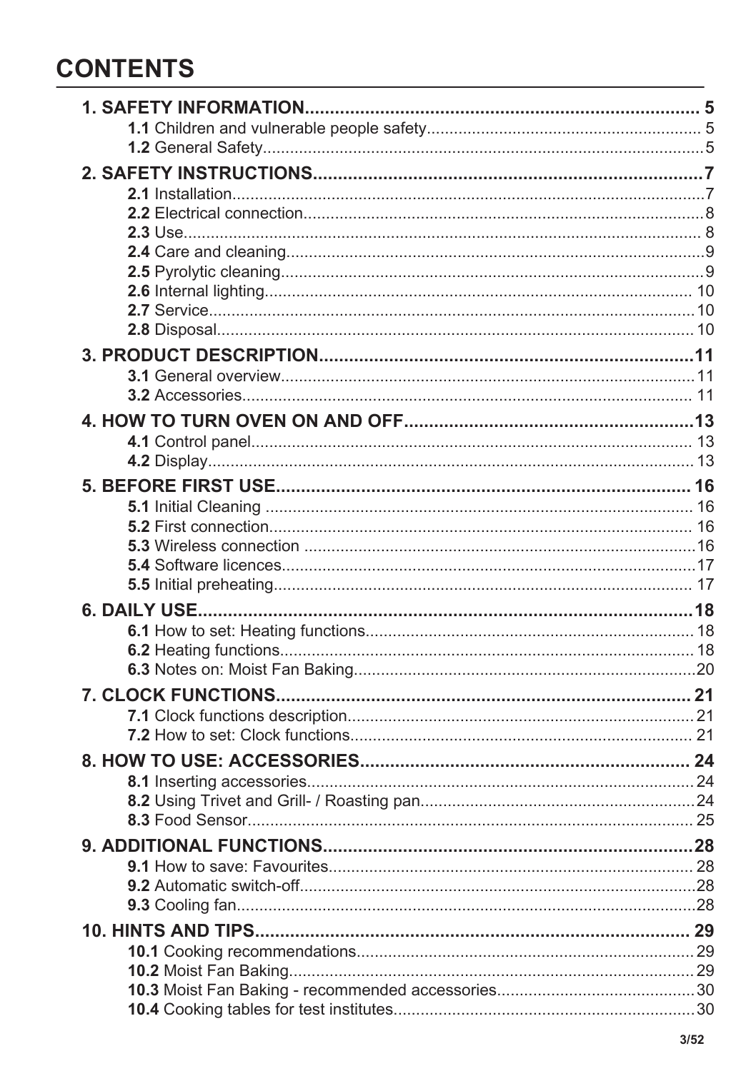# CONTENTS

**1. SAFETY INFORMATION** ........ 5
- **1.1** Children and vulnerable people safety ........ 5
- **1.2** General Safety ........ 5

**2. SAFETY INSTRUCTIONS** ........ 7
- **2.1** Installation ........ 7
- **2.2** Electrical connection ........ 8
- **2.3** Use ........ 8
- **2.4** Care and cleaning ........ 9
- **2.5** Pyrolytic cleaning ........ 9
- **2.6** Internal lighting ........ 10
- **2.7** Service ........ 10
- **2.8** Disposal ........ 10

**3. PRODUCT DESCRIPTION** ........ 11
- **3.1** General overview ........ 11
- **3.2** Accessories ........ 11

**4. HOW TO TURN OVEN ON AND OFF** ........ 13
- **4.1** Control panel ........ 13
- **4.2** Display ........ 13

**5. BEFORE FIRST USE** ........ 16
- **5.1** Initial Cleaning ........ 16
- **5.2** First connection ........ 16
- **5.3** Wireless connection ........ 16
- **5.4** Software licences ........ 17
- **5.5** Initial preheating ........ 17

**6. DAILY USE** ........ 18
- **6.1** How to set: Heating functions ........ 18
- **6.2** Heating functions ........ 18
- **6.3** Notes on: Moist Fan Baking ........ 20

**7. CLOCK FUNCTIONS** ........ 21
- **7.1** Clock functions description ........ 21
- **7.2** How to set: Clock functions ........ 21

**8. HOW TO USE: ACCESSORIES** ........ 24
- **8.1** Inserting accessories ........ 24
- **8.2** Using Trivet and Grill- / Roasting pan ........ 24
- **8.3** Food Sensor ........ 25

**9. ADDITIONAL FUNCTIONS** ........ 28
- **9.1** How to save: Favourites ........ 28
- **9.2** Automatic switch-off ........ 28
- **9.3** Cooling fan ........ 28

**10. HINTS AND TIPS** ........ 29
- **10.1** Cooking recommendations ........ 29
- **10.2** Moist Fan Baking ........ 29
- **10.3** Moist Fan Baking - recommended accessories ........ 30
- **10.4** Cooking tables for test institutes ........ 30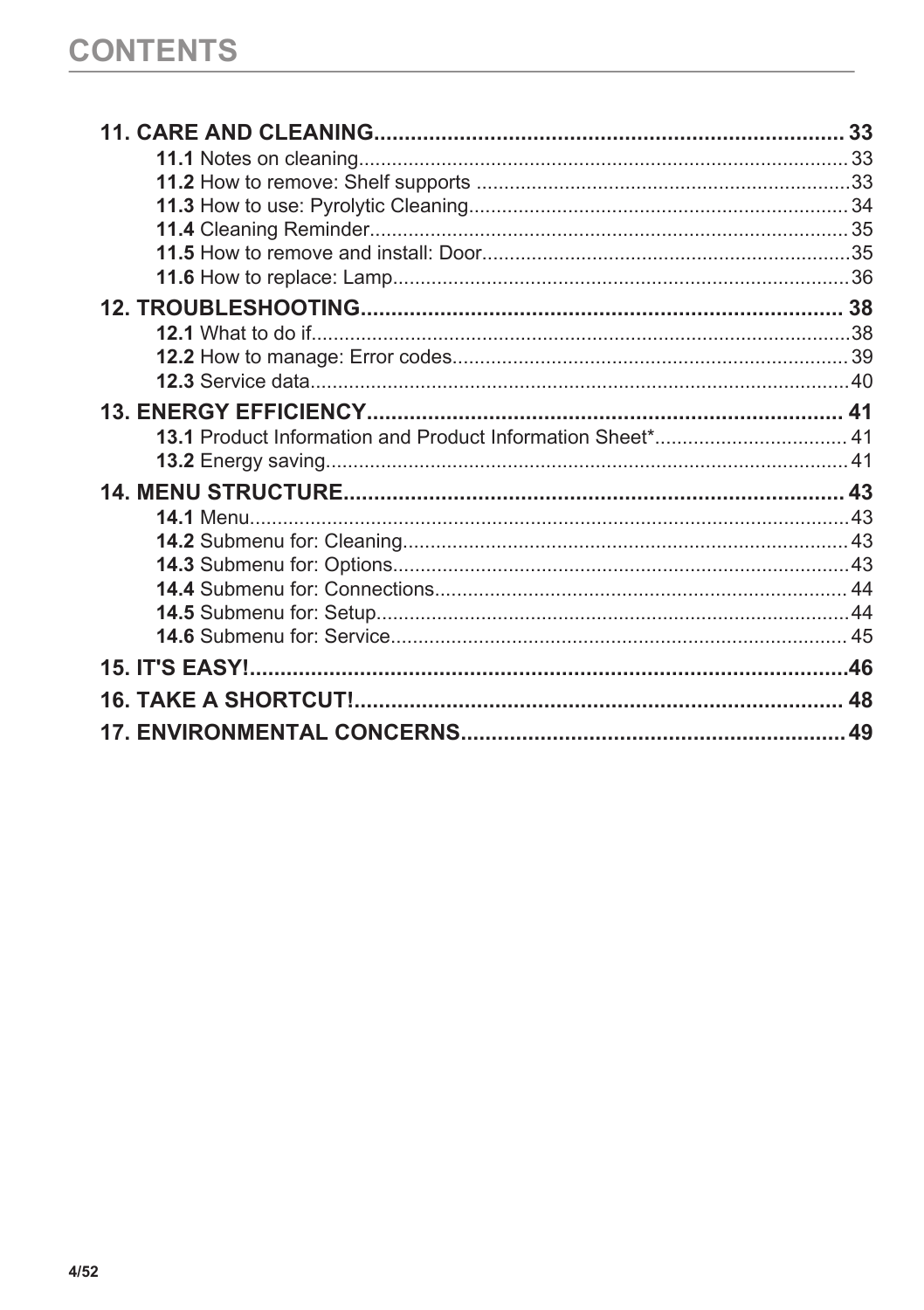# CONTENTS

**11. CARE AND CLEANING** ..... 33

- **11.1** Notes on cleaning ..... 33
- **11.2** How to remove: Shelf supports ..... 33
- **11.3** How to use: Pyrolytic Cleaning ..... 34
- **11.4** Cleaning Reminder ..... 35
- **11.5** How to remove and install: Door ..... 35
- **11.6** How to replace: Lamp ..... 36

**12. TROUBLESHOOTING** ..... 38

- **12.1** What to do if ..... 38
- **12.2** How to manage: Error codes ..... 39
- **12.3** Service data ..... 40

**13. ENERGY EFFICIENCY** ..... 41

- **13.1** Product Information and Product Information Sheet* ..... 41
- **13.2** Energy saving ..... 41

**14. MENU STRUCTURE** ..... 43

- **14.1** Menu ..... 43
- **14.2** Submenu for: Cleaning ..... 43
- **14.3** Submenu for: Options ..... 43
- **14.4** Submenu for: Connections ..... 44
- **14.5** Submenu for: Setup ..... 44
- **14.6** Submenu for: Service ..... 45

**15. IT'S EASY!** ..... 46

**16. TAKE A SHORTCUT!** ..... 48

**17. ENVIRONMENTAL CONCERNS** ..... 49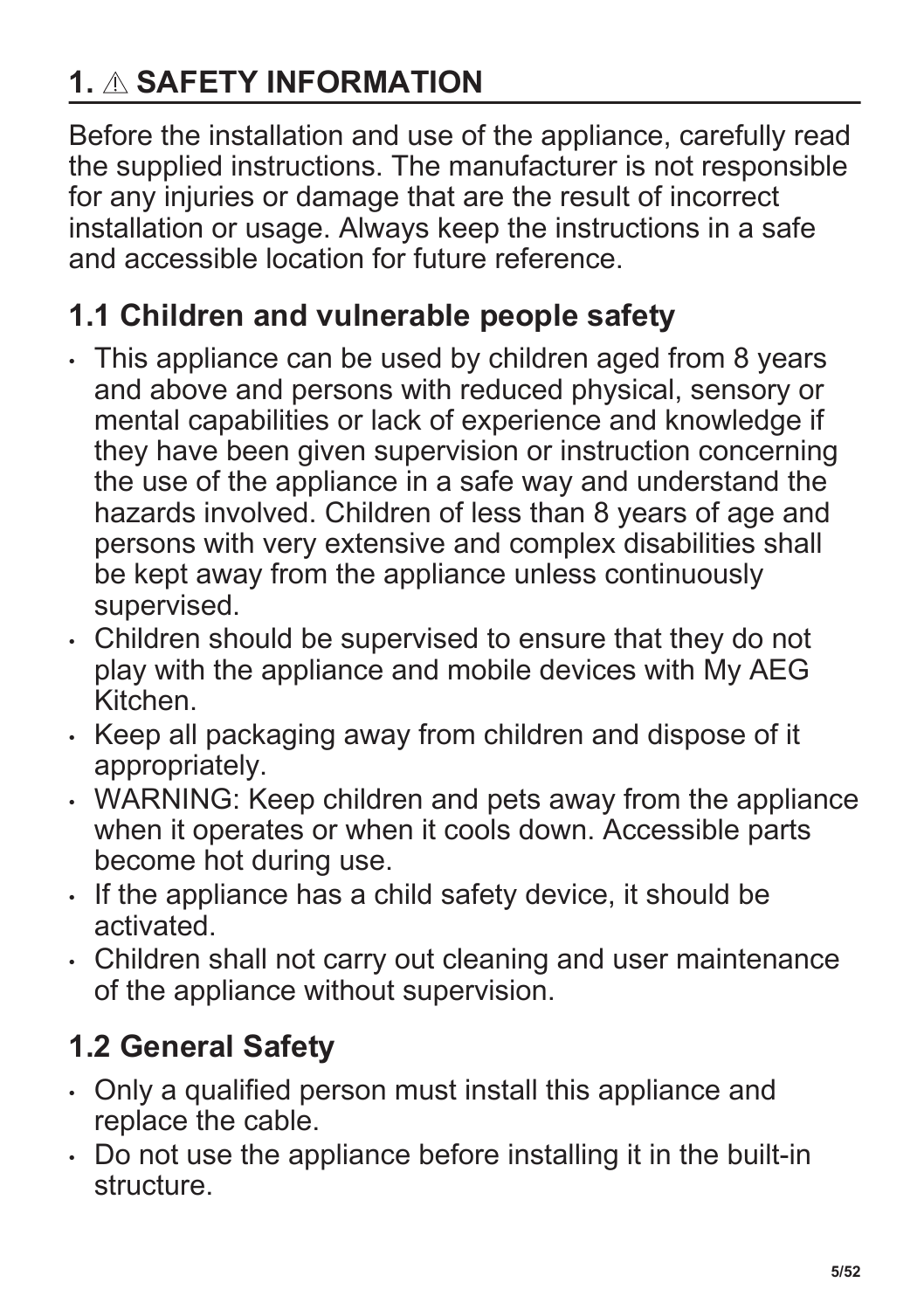# 1. ⚠ SAFETY INFORMATION

Before the installation and use of the appliance, carefully read the supplied instructions. The manufacturer is not responsible for any injuries or damage that are the result of incorrect installation or usage. Always keep the instructions in a safe and accessible location for future reference.

## 1.1 Children and vulnerable people safety

- This appliance can be used by children aged from 8 years and above and persons with reduced physical, sensory or mental capabilities or lack of experience and knowledge if they have been given supervision or instruction concerning the use of the appliance in a safe way and understand the hazards involved. Children of less than 8 years of age and persons with very extensive and complex disabilities shall be kept away from the appliance unless continuously supervised.
- Children should be supervised to ensure that they do not play with the appliance and mobile devices with My AEG Kitchen.
- Keep all packaging away from children and dispose of it appropriately.
- WARNING: Keep children and pets away from the appliance when it operates or when it cools down. Accessible parts become hot during use.
- If the appliance has a child safety device, it should be activated.
- Children shall not carry out cleaning and user maintenance of the appliance without supervision.

## 1.2 General Safety

- Only a qualified person must install this appliance and replace the cable.
- Do not use the appliance before installing it in the built-in structure.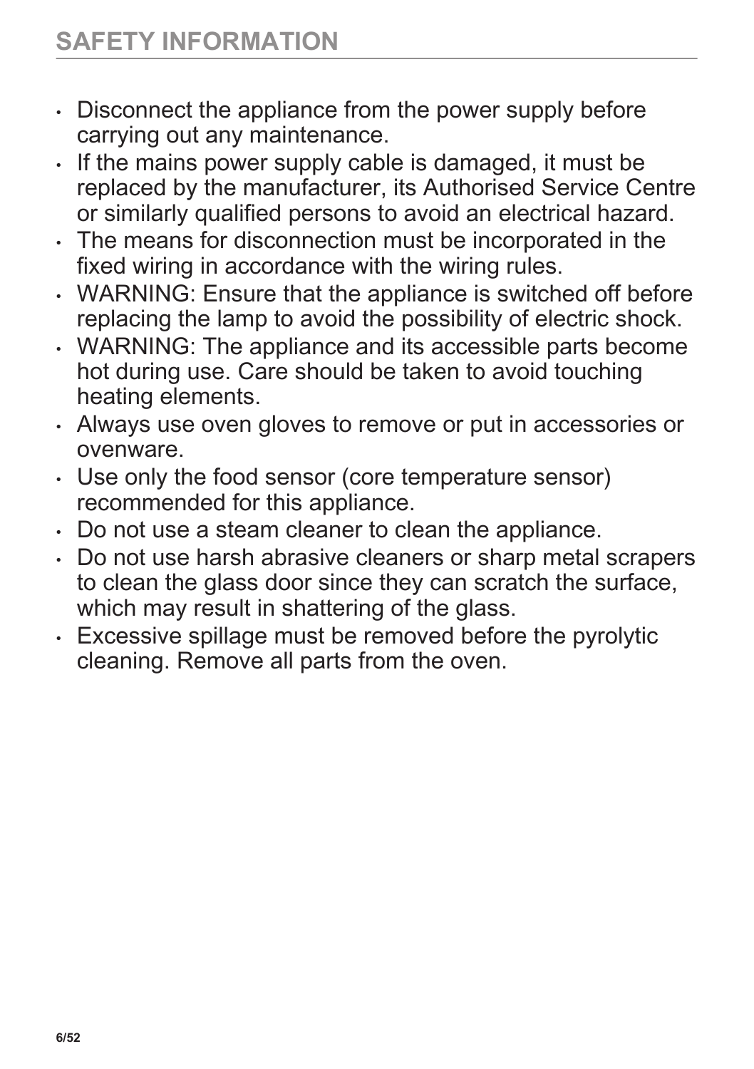## SAFETY INFORMATION

- Disconnect the appliance from the power supply before carrying out any maintenance.
- If the mains power supply cable is damaged, it must be replaced by the manufacturer, its Authorised Service Centre or similarly qualified persons to avoid an electrical hazard.
- The means for disconnection must be incorporated in the fixed wiring in accordance with the wiring rules.
- WARNING: Ensure that the appliance is switched off before replacing the lamp to avoid the possibility of electric shock.
- WARNING: The appliance and its accessible parts become hot during use. Care should be taken to avoid touching heating elements.
- Always use oven gloves to remove or put in accessories or ovenware.
- Use only the food sensor (core temperature sensor) recommended for this appliance.
- Do not use a steam cleaner to clean the appliance.
- Do not use harsh abrasive cleaners or sharp metal scrapers to clean the glass door since they can scratch the surface, which may result in shattering of the glass.
- Excessive spillage must be removed before the pyrolytic cleaning. Remove all parts from the oven.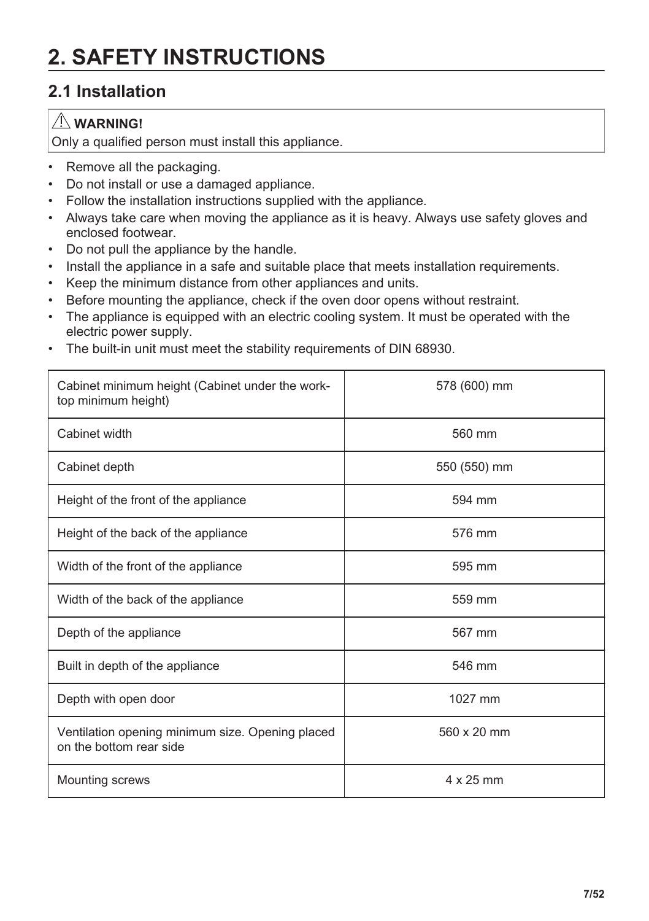# 2. SAFETY INSTRUCTIONS

## 2.1 Installation

> ⚠ **WARNING!**
> Only a qualified person must install this appliance.

- Remove all the packaging.
- Do not install or use a damaged appliance.
- Follow the installation instructions supplied with the appliance.
- Always take care when moving the appliance as it is heavy. Always use safety gloves and enclosed footwear.
- Do not pull the appliance by the handle.
- Install the appliance in a safe and suitable place that meets installation requirements.
- Keep the minimum distance from other appliances and units.
- Before mounting the appliance, check if the oven door opens without restraint.
- The appliance is equipped with an electric cooling system. It must be operated with the electric power supply.
- The built-in unit must meet the stability requirements of DIN 68930.

| | |
|---|---|
| Cabinet minimum height (Cabinet under the worktop minimum height) | 578 (600) mm |
| Cabinet width | 560 mm |
| Cabinet depth | 550 (550) mm |
| Height of the front of the appliance | 594 mm |
| Height of the back of the appliance | 576 mm |
| Width of the front of the appliance | 595 mm |
| Width of the back of the appliance | 559 mm |
| Depth of the appliance | 567 mm |
| Built in depth of the appliance | 546 mm |
| Depth with open door | 1027 mm |
| Ventilation opening minimum size. Opening placed on the bottom rear side | 560 x 20 mm |
| Mounting screws | 4 x 25 mm |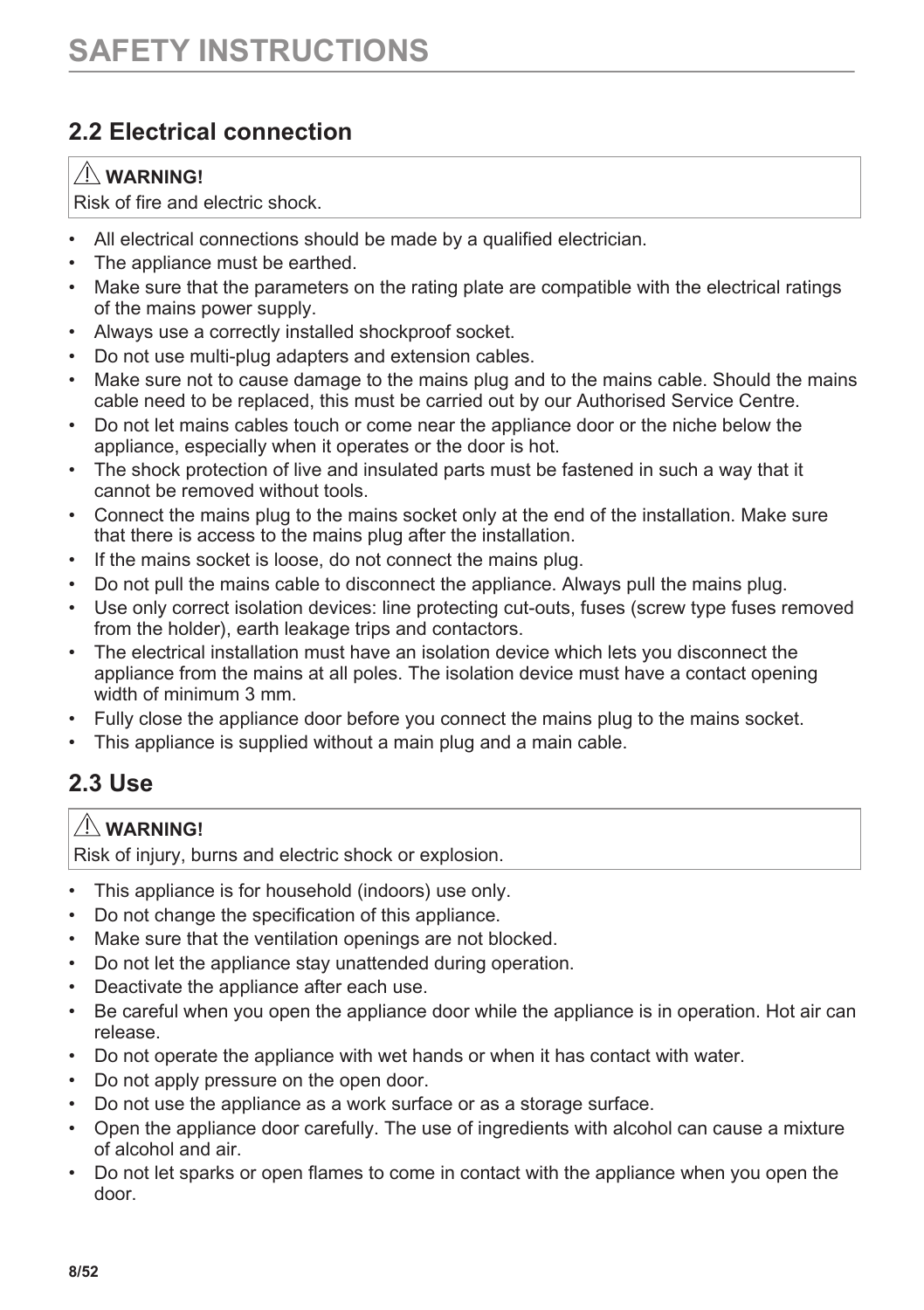# SAFETY INSTRUCTIONS

## 2.2 Electrical connection

> ⚠ **WARNING!**
> Risk of fire and electric shock.

- All electrical connections should be made by a qualified electrician.
- The appliance must be earthed.
- Make sure that the parameters on the rating plate are compatible with the electrical ratings of the mains power supply.
- Always use a correctly installed shockproof socket.
- Do not use multi-plug adapters and extension cables.
- Make sure not to cause damage to the mains plug and to the mains cable. Should the mains cable need to be replaced, this must be carried out by our Authorised Service Centre.
- Do not let mains cables touch or come near the appliance door or the niche below the appliance, especially when it operates or the door is hot.
- The shock protection of live and insulated parts must be fastened in such a way that it cannot be removed without tools.
- Connect the mains plug to the mains socket only at the end of the installation. Make sure that there is access to the mains plug after the installation.
- If the mains socket is loose, do not connect the mains plug.
- Do not pull the mains cable to disconnect the appliance. Always pull the mains plug.
- Use only correct isolation devices: line protecting cut-outs, fuses (screw type fuses removed from the holder), earth leakage trips and contactors.
- The electrical installation must have an isolation device which lets you disconnect the appliance from the mains at all poles. The isolation device must have a contact opening width of minimum 3 mm.
- Fully close the appliance door before you connect the mains plug to the mains socket.
- This appliance is supplied without a main plug and a main cable.

## 2.3 Use

> ⚠ **WARNING!**
> Risk of injury, burns and electric shock or explosion.

- This appliance is for household (indoors) use only.
- Do not change the specification of this appliance.
- Make sure that the ventilation openings are not blocked.
- Do not let the appliance stay unattended during operation.
- Deactivate the appliance after each use.
- Be careful when you open the appliance door while the appliance is in operation. Hot air can release.
- Do not operate the appliance with wet hands or when it has contact with water.
- Do not apply pressure on the open door.
- Do not use the appliance as a work surface or as a storage surface.
- Open the appliance door carefully. The use of ingredients with alcohol can cause a mixture of alcohol and air.
- Do not let sparks or open flames to come in contact with the appliance when you open the door.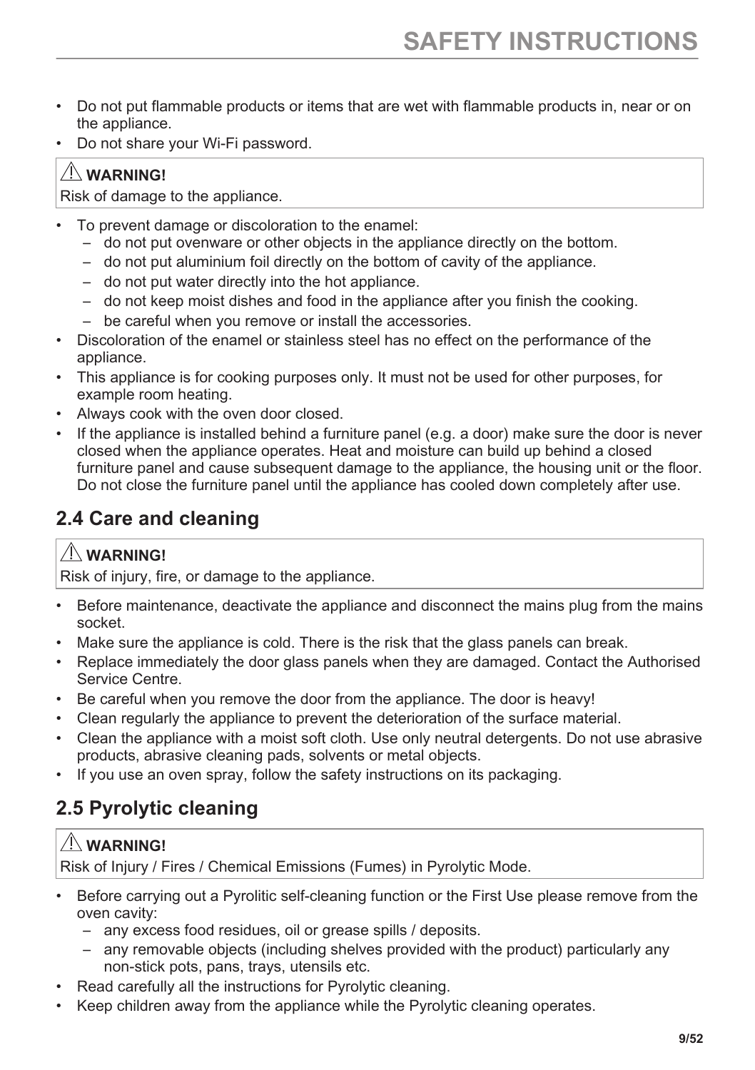- Do not put flammable products or items that are wet with flammable products in, near or on the appliance.
- Do not share your Wi-Fi password.

> ⚠ **WARNING!**
> Risk of damage to the appliance.

- To prevent damage or discoloration to the enamel:
  - do not put ovenware or other objects in the appliance directly on the bottom.
  - do not put aluminium foil directly on the bottom of cavity of the appliance.
  - do not put water directly into the hot appliance.
  - do not keep moist dishes and food in the appliance after you finish the cooking.
  - be careful when you remove or install the accessories.
- Discoloration of the enamel or stainless steel has no effect on the performance of the appliance.
- This appliance is for cooking purposes only. It must not be used for other purposes, for example room heating.
- Always cook with the oven door closed.
- If the appliance is installed behind a furniture panel (e.g. a door) make sure the door is never closed when the appliance operates. Heat and moisture can build up behind a closed furniture panel and cause subsequent damage to the appliance, the housing unit or the floor. Do not close the furniture panel until the appliance has cooled down completely after use.

## 2.4 Care and cleaning

> ⚠ **WARNING!**
> Risk of injury, fire, or damage to the appliance.

- Before maintenance, deactivate the appliance and disconnect the mains plug from the mains socket.
- Make sure the appliance is cold. There is the risk that the glass panels can break.
- Replace immediately the door glass panels when they are damaged. Contact the Authorised Service Centre.
- Be careful when you remove the door from the appliance. The door is heavy!
- Clean regularly the appliance to prevent the deterioration of the surface material.
- Clean the appliance with a moist soft cloth. Use only neutral detergents. Do not use abrasive products, abrasive cleaning pads, solvents or metal objects.
- If you use an oven spray, follow the safety instructions on its packaging.

## 2.5 Pyrolytic cleaning

> ⚠ **WARNING!**
> Risk of Injury / Fires / Chemical Emissions (Fumes) in Pyrolytic Mode.

- Before carrying out a Pyrolitic self-cleaning function or the First Use please remove from the oven cavity:
  - any excess food residues, oil or grease spills / deposits.
  - any removable objects (including shelves provided with the product) particularly any non-stick pots, pans, trays, utensils etc.
- Read carefully all the instructions for Pyrolytic cleaning.
- Keep children away from the appliance while the Pyrolytic cleaning operates.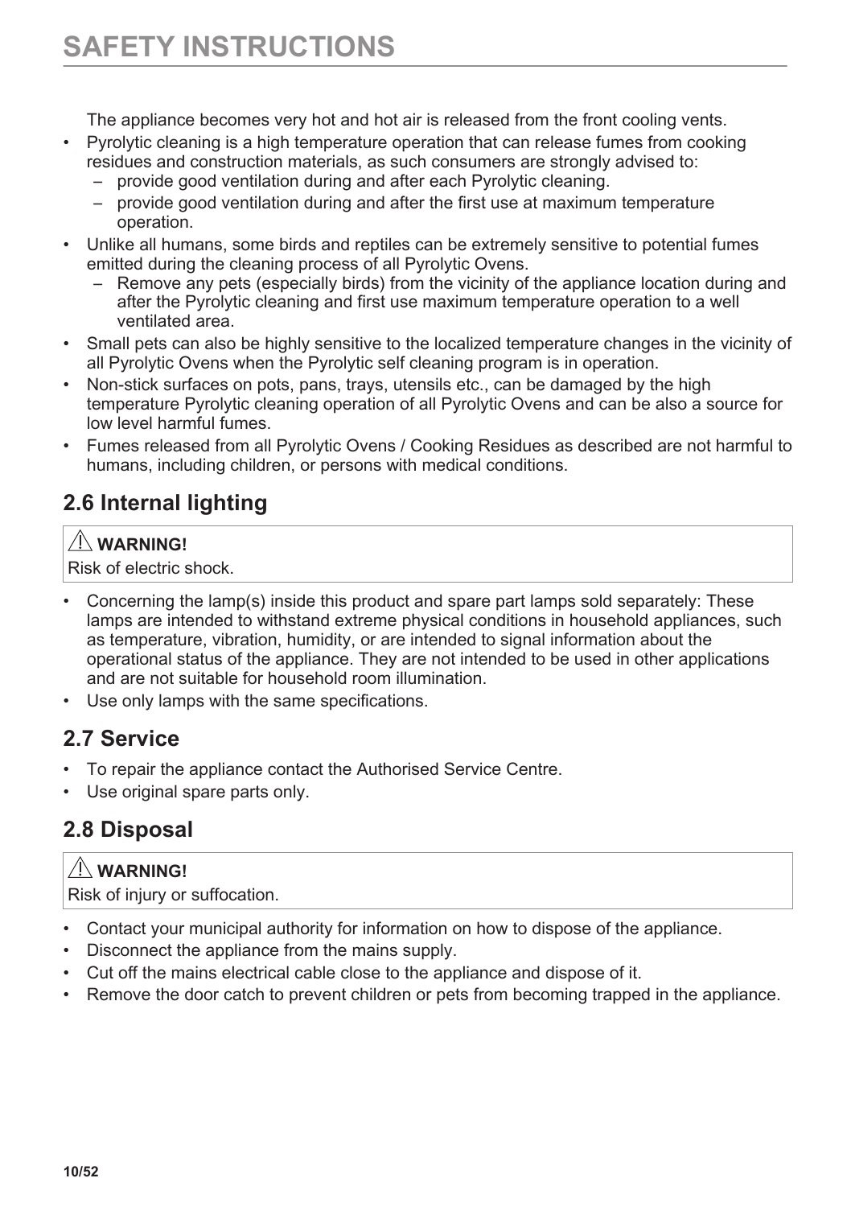The appliance becomes very hot and hot air is released from the front cooling vents.

- Pyrolytic cleaning is a high temperature operation that can release fumes from cooking residues and construction materials, as such consumers are strongly advised to:
  - provide good ventilation during and after each Pyrolytic cleaning.
  - provide good ventilation during and after the first use at maximum temperature operation.
- Unlike all humans, some birds and reptiles can be extremely sensitive to potential fumes emitted during the cleaning process of all Pyrolytic Ovens.
  - Remove any pets (especially birds) from the vicinity of the appliance location during and after the Pyrolytic cleaning and first use maximum temperature operation to a well ventilated area.
- Small pets can also be highly sensitive to the localized temperature changes in the vicinity of all Pyrolytic Ovens when the Pyrolytic self cleaning program is in operation.
- Non-stick surfaces on pots, pans, trays, utensils etc., can be damaged by the high temperature Pyrolytic cleaning operation of all Pyrolytic Ovens and can be also a source for low level harmful fumes.
- Fumes released from all Pyrolytic Ovens / Cooking Residues as described are not harmful to humans, including children, or persons with medical conditions.

## 2.6 Internal lighting

> ⚠ **WARNING!**
> Risk of electric shock.

- Concerning the lamp(s) inside this product and spare part lamps sold separately: These lamps are intended to withstand extreme physical conditions in household appliances, such as temperature, vibration, humidity, or are intended to signal information about the operational status of the appliance. They are not intended to be used in other applications and are not suitable for household room illumination.
- Use only lamps with the same specifications.

## 2.7 Service

- To repair the appliance contact the Authorised Service Centre.
- Use original spare parts only.

## 2.8 Disposal

> ⚠ **WARNING!**
> Risk of injury or suffocation.

- Contact your municipal authority for information on how to dispose of the appliance.
- Disconnect the appliance from the mains supply.
- Cut off the mains electrical cable close to the appliance and dispose of it.
- Remove the door catch to prevent children or pets from becoming trapped in the appliance.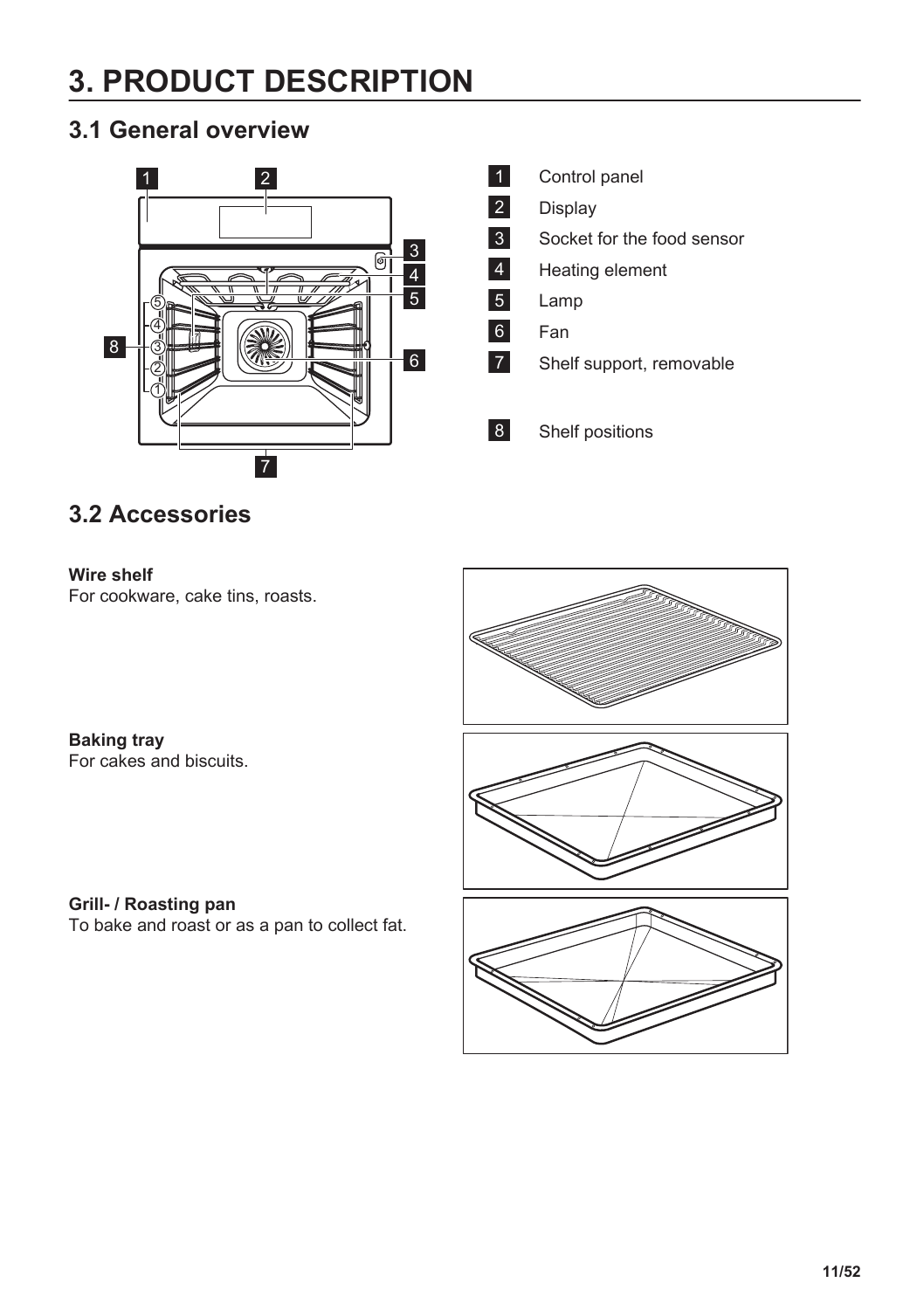# 3. PRODUCT DESCRIPTION

## 3.1 General overview

1. Control panel
2. Display
3. Socket for the food sensor
4. Heating element
5. Lamp
6. Fan
7. Shelf support, removable
8. Shelf positions

## 3.2 Accessories

**Wire shelf**
For cookware, cake tins, roasts.

**Baking tray**
For cakes and biscuits.

**Grill- / Roasting pan**
To bake and roast or as a pan to collect fat.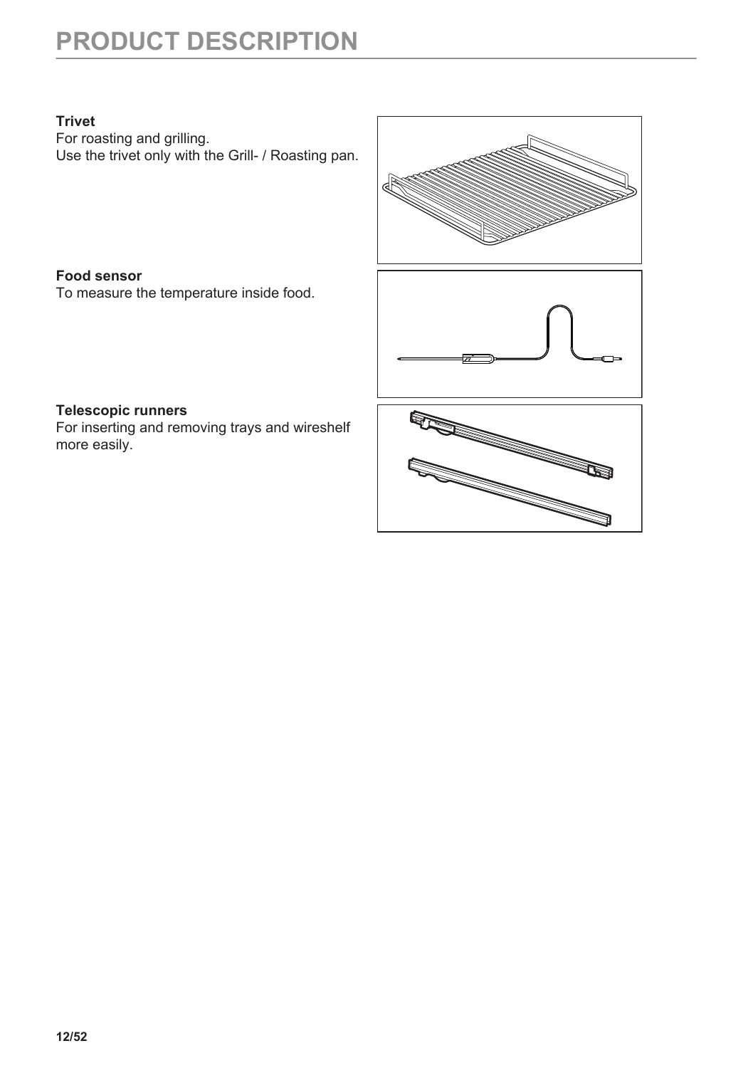# PRODUCT DESCRIPTION

**Trivet**
For roasting and grilling.
Use the trivet only with the Grill- / Roasting pan.

**Food sensor**
To measure the temperature inside food.

**Telescopic runners**
For inserting and removing trays and wireshelf more easily.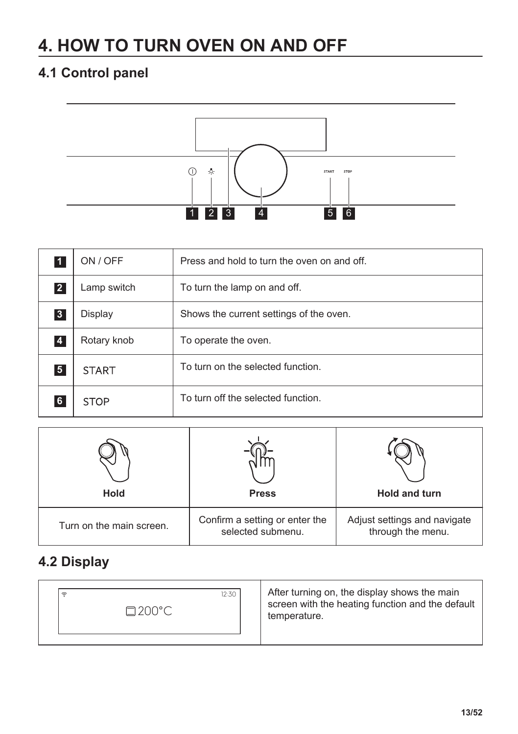# 4. HOW TO TURN OVEN ON AND OFF

## 4.1 Control panel

| | | |
|---|---|---|
| 1 | ON / OFF | Press and hold to turn the oven on and off. |
| 2 | Lamp switch | To turn the lamp on and off. |
| 3 | Display | Shows the current settings of the oven. |
| 4 | Rotary knob | To operate the oven. |
| 5 | START | To turn on the selected function. |
| 6 | STOP | To turn off the selected function. |

| **Hold** | **Press** | **Hold and turn** |
|---|---|---|
| Turn on the main screen. | Confirm a setting or enter the selected submenu. | Adjust settings and navigate through the menu. |

## 4.2 Display

| | |
|---|---|
| 12:30<br>200°C | After turning on, the display shows the main screen with the heating function and the default temperature. |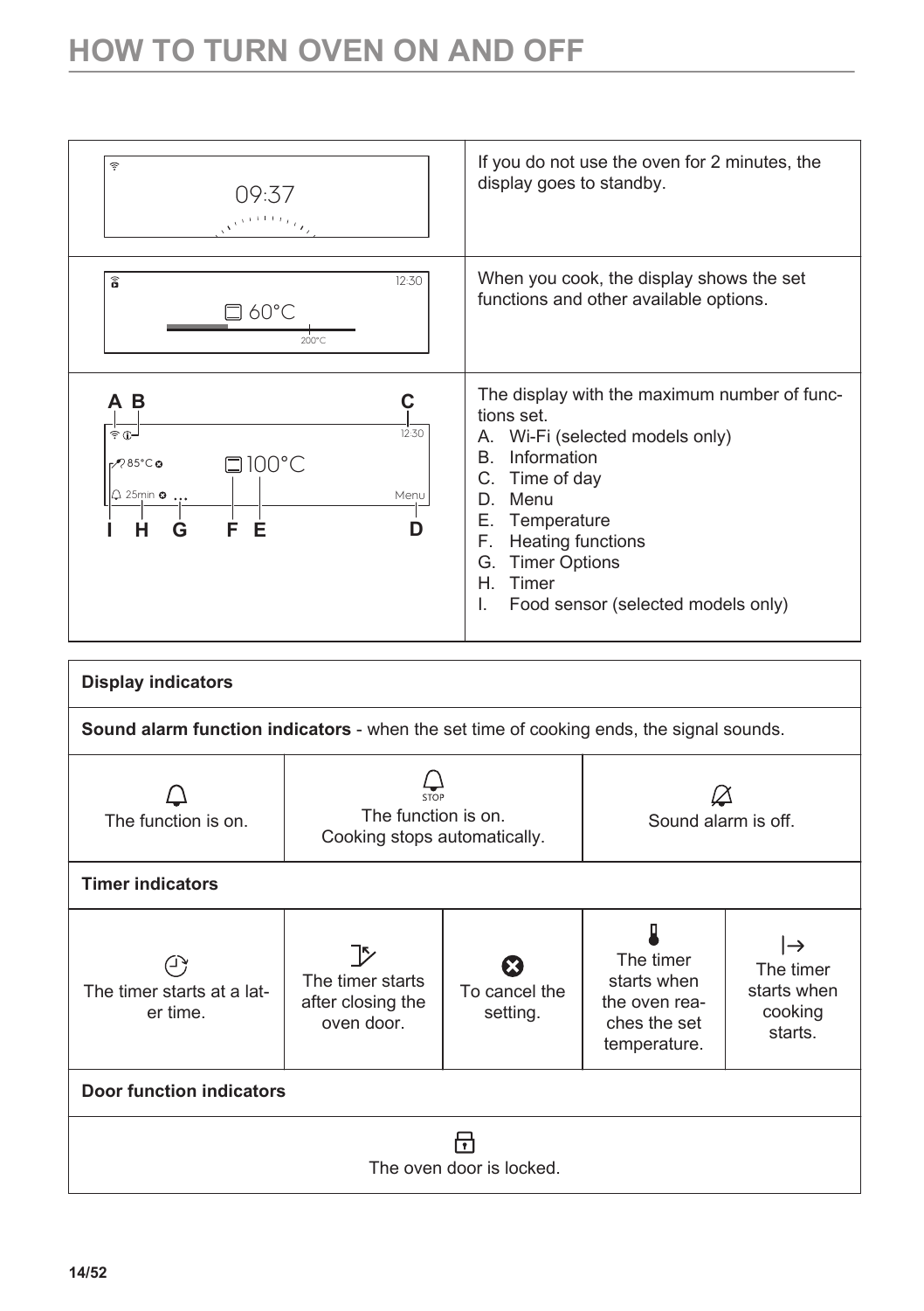# HOW TO TURN OVEN ON AND OFF

| Display | Description |
| --- | --- |
| 09:37 | If you do not use the oven for 2 minutes, the display goes to standby. |
| 12:30 60°C 200°C | When you cook, the display shows the set functions and other available options. |
| A B C 12:30 85°C 100°C 25min ... Menu I H G F E D | The display with the maximum number of functions set.<br>A. Wi-Fi (selected models only)<br>B. Information<br>C. Time of day<br>D. Menu<br>E. Temperature<br>F. Heating functions<br>G. Timer Options<br>H. Timer<br>I. Food sensor (selected models only) |

**Display indicators**

**Sound alarm function indicators** - when the set time of cooking ends, the signal sounds.

| | | |
| --- | --- | --- |
| The function is on. | STOP<br>The function is on.<br>Cooking stops automatically. | Sound alarm is off. |

**Timer indicators**

| | | | | |
| --- | --- | --- | --- | --- |
| The timer starts at a later time. | The timer starts after closing the oven door. | To cancel the setting. | The timer starts when the oven reaches the set temperature. | The timer starts when cooking starts. |

**Door function indicators**

The oven door is locked.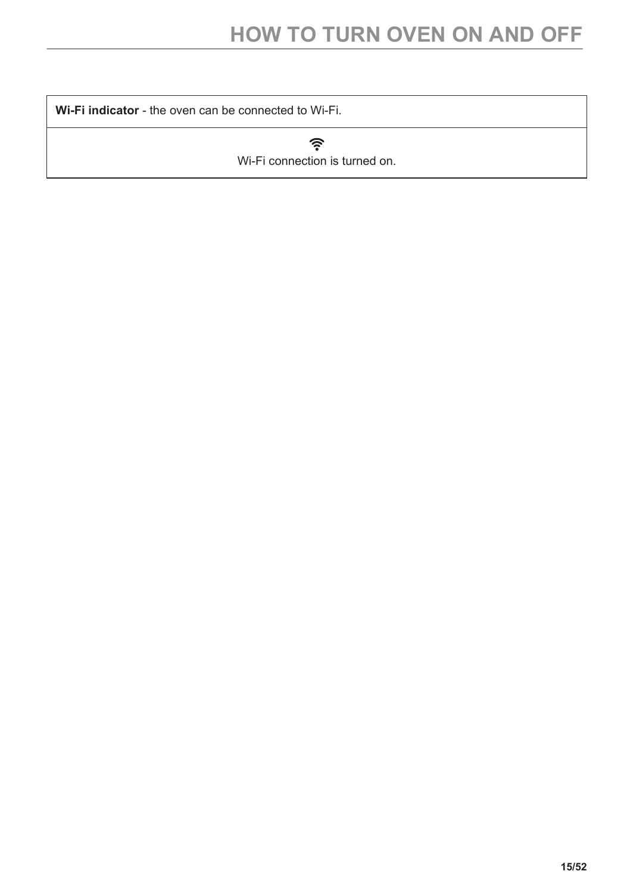| **Wi-Fi indicator** - the oven can be connected to Wi-Fi. |
| --- |
| Wi-Fi connection is turned on. |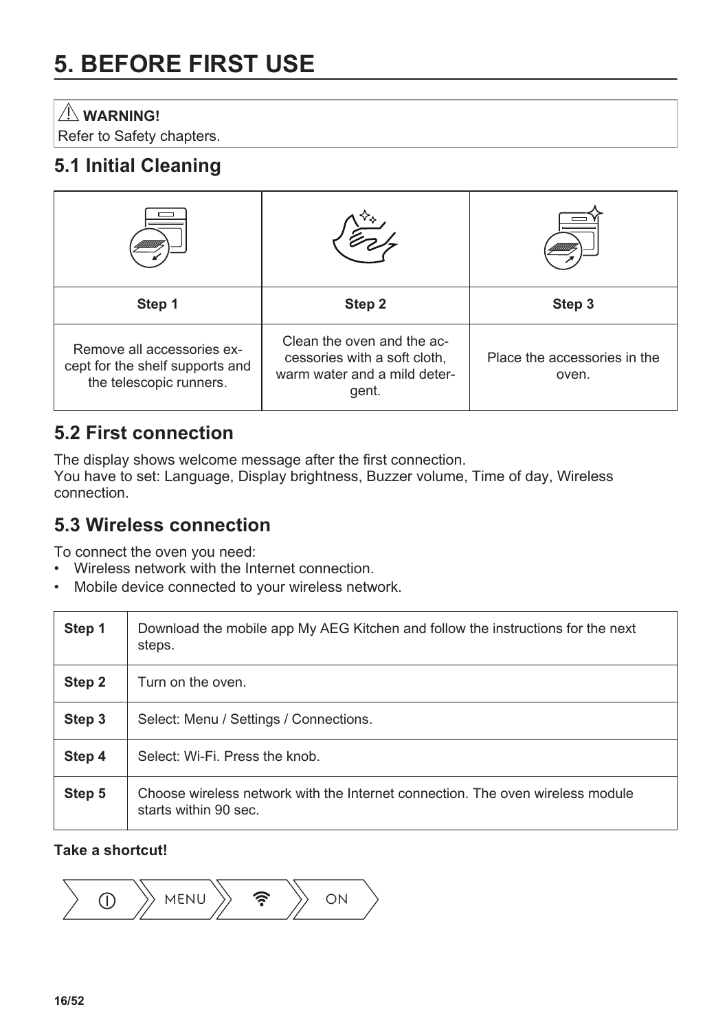# 5. BEFORE FIRST USE

> ⚠ **WARNING!**
> Refer to Safety chapters.

## 5.1 Initial Cleaning

| Step 1 | Step 2 | Step 3 |
|---|---|---|
| Remove all accessories except for the shelf supports and the telescopic runners. | Clean the oven and the accessories with a soft cloth, warm water and a mild detergent. | Place the accessories in the oven. |

## 5.2 First connection

The display shows welcome message after the first connection.
You have to set: Language, Display brightness, Buzzer volume, Time of day, Wireless connection.

## 5.3 Wireless connection

To connect the oven you need:

- Wireless network with the Internet connection.
- Mobile device connected to your wireless network.

| | |
|---|---|
| **Step 1** | Download the mobile app My AEG Kitchen and follow the instructions for the next steps. |
| **Step 2** | Turn on the oven. |
| **Step 3** | Select: Menu / Settings / Connections. |
| **Step 4** | Select: Wi-Fi. Press the knob. |
| **Step 5** | Choose wireless network with the Internet connection. The oven wireless module starts within 90 sec. |

**Take a shortcut!**

⏻ > MENU > Wi-Fi > ON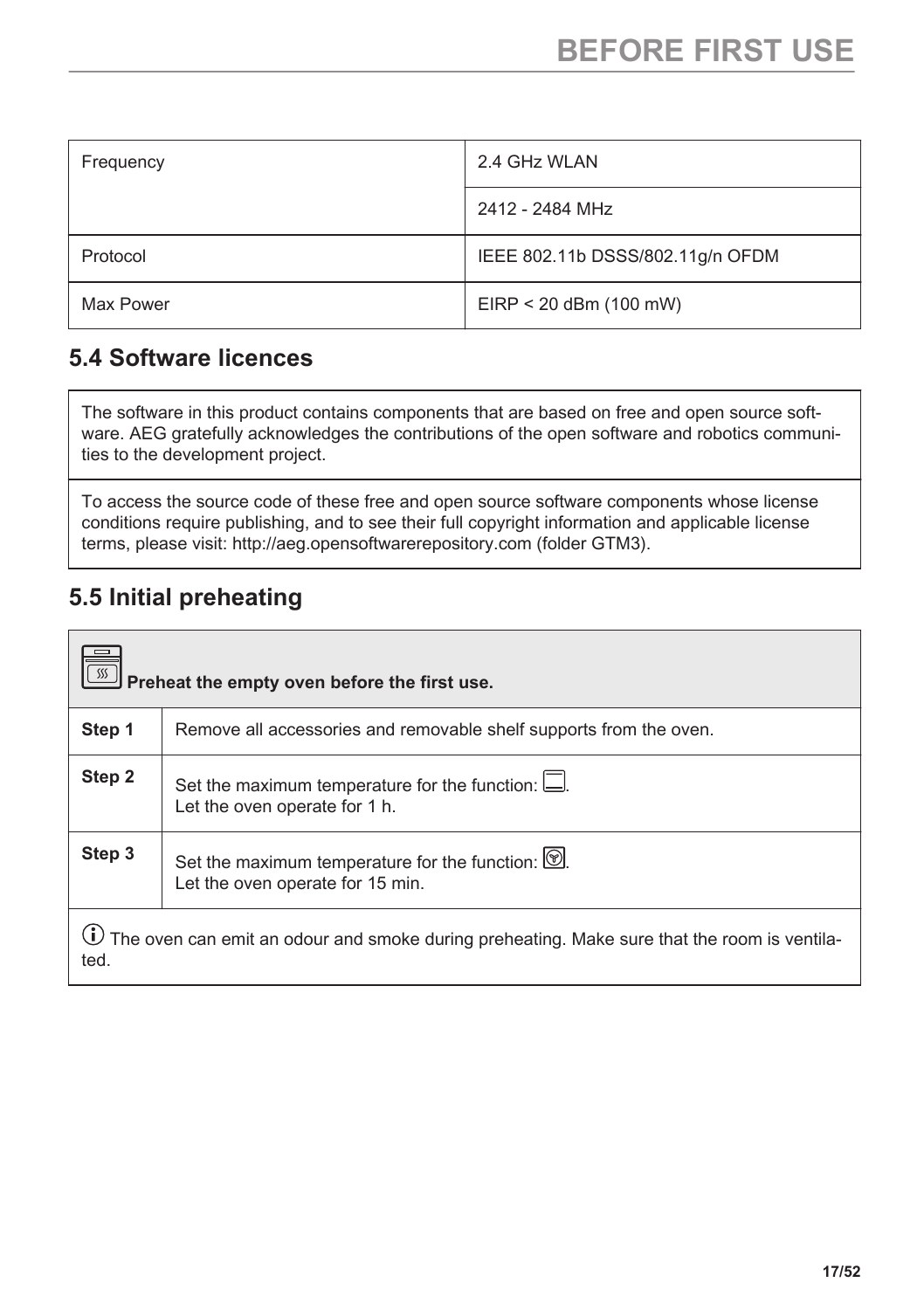| Frequency | 2.4 GHz WLAN |
| --- | --- |
| | 2412 - 2484 MHz |
| Protocol | IEEE 802.11b DSSS/802.11g/n OFDM |
| Max Power | EIRP < 20 dBm (100 mW) |

## 5.4 Software licences

| The software in this product contains components that are based on free and open source software. AEG gratefully acknowledges the contributions of the open software and robotics communities to the development project. |
| --- |
| To access the source code of these free and open source software components whose license conditions require publishing, and to see their full copyright information and applicable license terms, please visit: http://aeg.opensoftwarerepository.com (folder GTM3). |

## 5.5 Initial preheating

| **Preheat the empty oven before the first use.** | |
| --- | --- |
| **Step 1** | Remove all accessories and removable shelf supports from the oven. |
| **Step 2** | Set the maximum temperature for the function: .<br>Let the oven operate for 1 h. |
| **Step 3** | Set the maximum temperature for the function: .<br>Let the oven operate for 15 min. |

The oven can emit an odour and smoke during preheating. Make sure that the room is ventilated.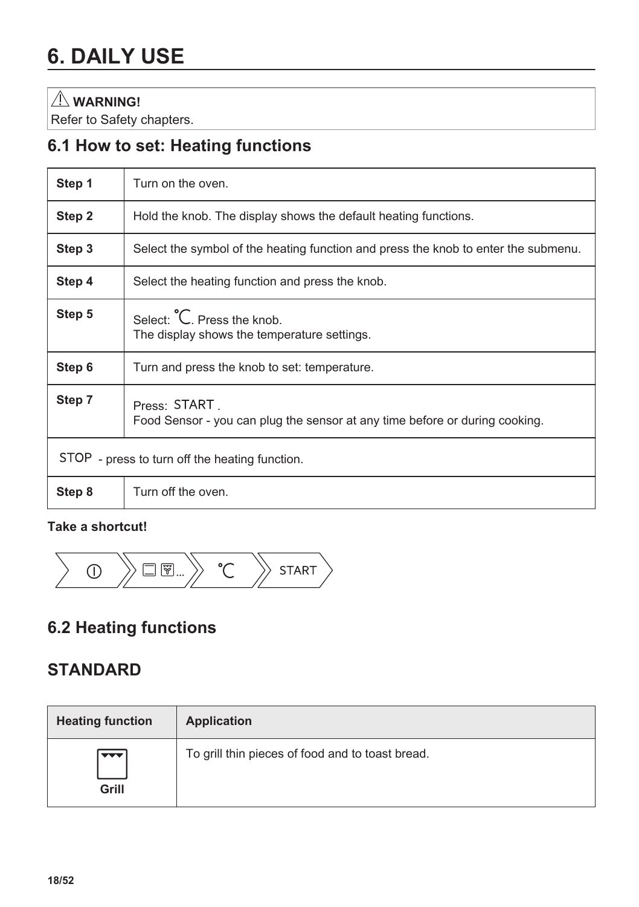# 6. DAILY USE

> ⚠ **WARNING!**
> Refer to Safety chapters.

## 6.1 How to set: Heating functions

| | |
|---|---|
| **Step 1** | Turn on the oven. |
| **Step 2** | Hold the knob. The display shows the default heating functions. |
| **Step 3** | Select the symbol of the heating function and press the knob to enter the submenu. |
| **Step 4** | Select the heating function and press the knob. |
| **Step 5** | Select: °C. Press the knob.<br>The display shows the temperature settings. |
| **Step 6** | Turn and press the knob to set: temperature. |
| **Step 7** | Press: START .<br>Food Sensor - you can plug the sensor at any time before or during cooking. |
| STOP - press to turn off the heating function. | |
| **Step 8** | Turn off the oven. |

**Take a shortcut!**

① > ☐ ⊠... > °C > START

## 6.2 Heating functions

## STANDARD

| Heating function | Application |
|---|---|
| **Grill** | To grill thin pieces of food and to toast bread. |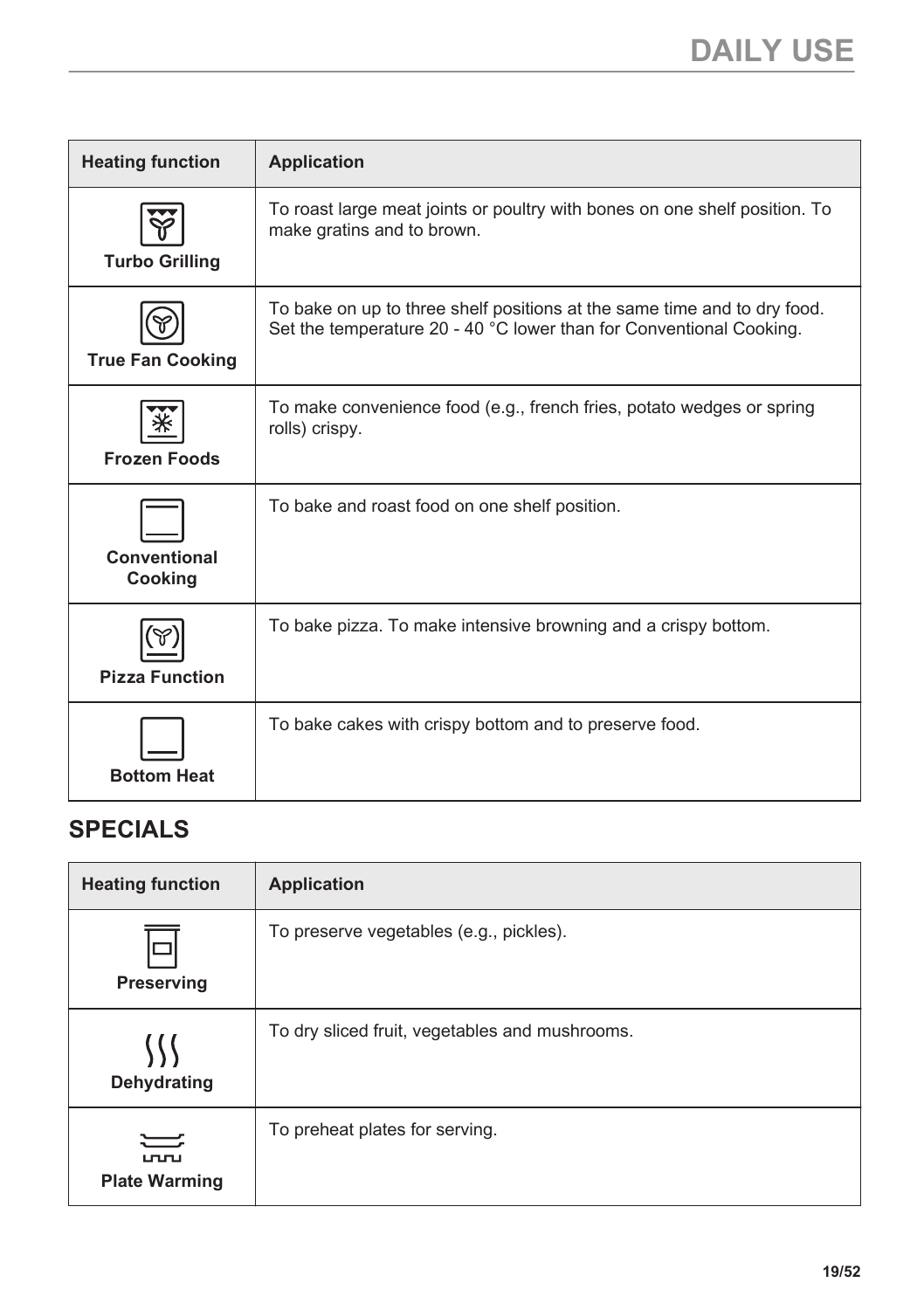| Heading function | Application |
| --- | --- |
| Turbo Grilling | To roast large meat joints or poultry with bones on one shelf position. To make gratins and to brown. |
| True Fan Cooking | To bake on up to three shelf positions at the same time and to dry food. Set the temperature 20 - 40 °C lower than for Conventional Cooking. |
| Frozen Foods | To make convenience food (e.g., french fries, potato wedges or spring rolls) crispy. |
| Conventional Cooking | To bake and roast food on one shelf position. |
| Pizza Function | To bake pizza. To make intensive browning and a crispy bottom. |
| Bottom Heat | To bake cakes with crispy bottom and to preserve food. |

## SPECIALS

| Heating function | Application |
| --- | --- |
| Preserving | To preserve vegetables (e.g., pickles). |
| Dehydrating | To dry sliced fruit, vegetables and mushrooms. |
| Plate Warming | To preheat plates for serving. |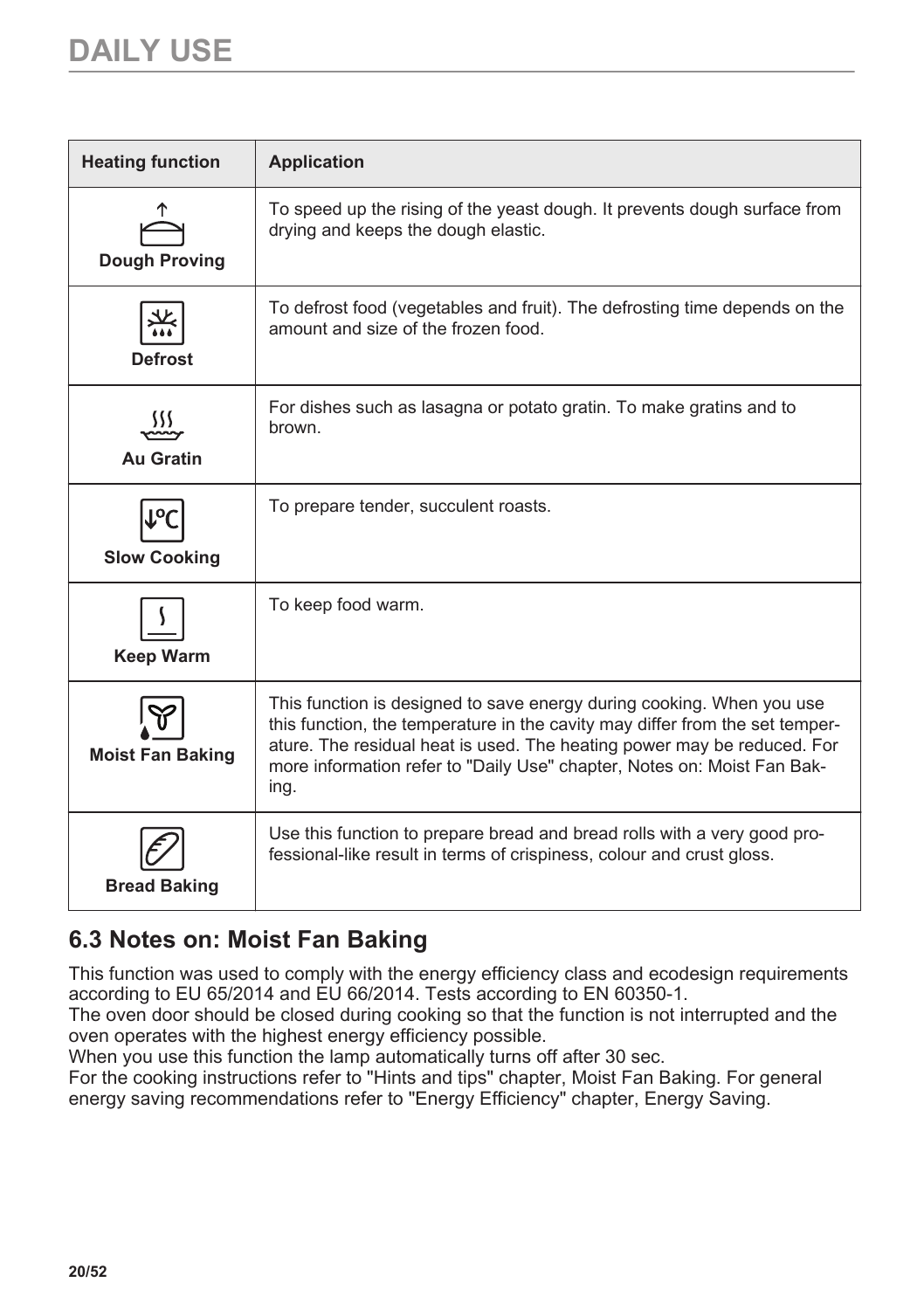# DAILY USE

| Heating function | Application |
| --- | --- |
| Dough Proving | To speed up the rising of the yeast dough. It prevents dough surface from drying and keeps the dough elastic. |
| Defrost | To defrost food (vegetables and fruit). The defrosting time depends on the amount and size of the frozen food. |
| Au Gratin | For dishes such as lasagna or potato gratin. To make gratins and to brown. |
| Slow Cooking | To prepare tender, succulent roasts. |
| Keep Warm | To keep food warm. |
| Moist Fan Baking | This function is designed to save energy during cooking. When you use this function, the temperature in the cavity may differ from the set temperature. The residual heat is used. The heating power may be reduced. For more information refer to "Daily Use" chapter, Notes on: Moist Fan Baking. |
| Bread Baking | Use this function to prepare bread and bread rolls with a very good professional-like result in terms of crispiness, colour and crust gloss. |

## 6.3 Notes on: Moist Fan Baking

This function was used to comply with the energy efficiency class and ecodesign requirements according to EU 65/2014 and EU 66/2014. Tests according to EN 60350-1.
The oven door should be closed during cooking so that the function is not interrupted and the oven operates with the highest energy efficiency possible.
When you use this function the lamp automatically turns off after 30 sec.
For the cooking instructions refer to "Hints and tips" chapter, Moist Fan Baking. For general energy saving recommendations refer to "Energy Efficiency" chapter, Energy Saving.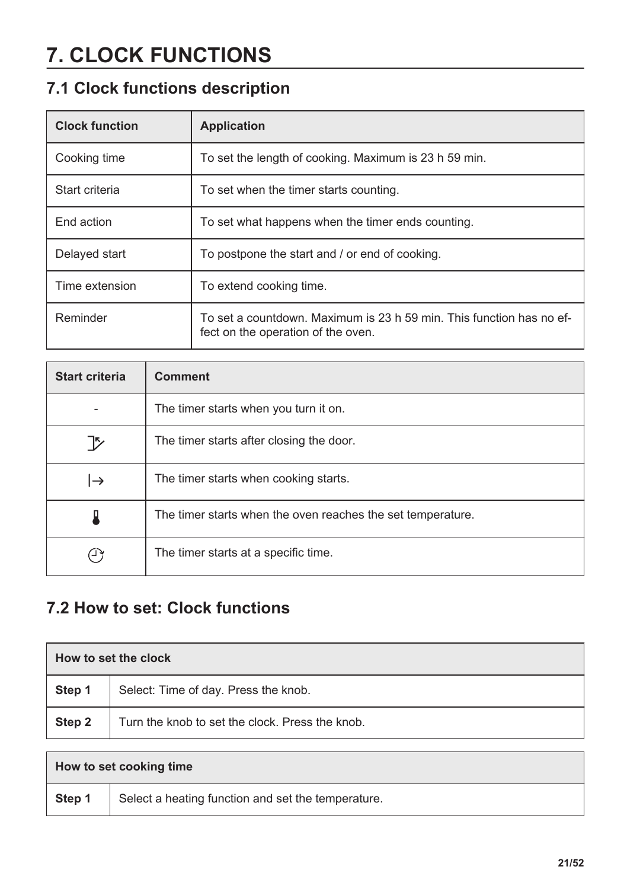# 7. CLOCK FUNCTIONS

## 7.1 Clock functions description

| Clock function | Application |
| --- | --- |
| Cooking time | To set the length of cooking. Maximum is 23 h 59 min. |
| Start criteria | To set when the timer starts counting. |
| End action | To set what happens when the timer ends counting. |
| Delayed start | To postpone the start and / or end of cooking. |
| Time extension | To extend cooking time. |
| Reminder | To set a countdown. Maximum is 23 h 59 min. This function has no effect on the operation of the oven. |

| Start criteria | Comment |
| --- | --- |
| - | The timer starts when you turn it on. |
| (door symbol) | The timer starts after closing the door. |
| \|→ | The timer starts when cooking starts. |
| (thermometer symbol) | The timer starts when the oven reaches the set temperature. |
| (clock symbol) | The timer starts at a specific time. |

## 7.2 How to set: Clock functions

| How to set the clock | |
| --- | --- |
| **Step 1** | Select: Time of day. Press the knob. |
| **Step 2** | Turn the knob to set the clock. Press the knob. |

| How to set cooking time | |
| --- | --- |
| **Step 1** | Select a heating function and set the temperature. |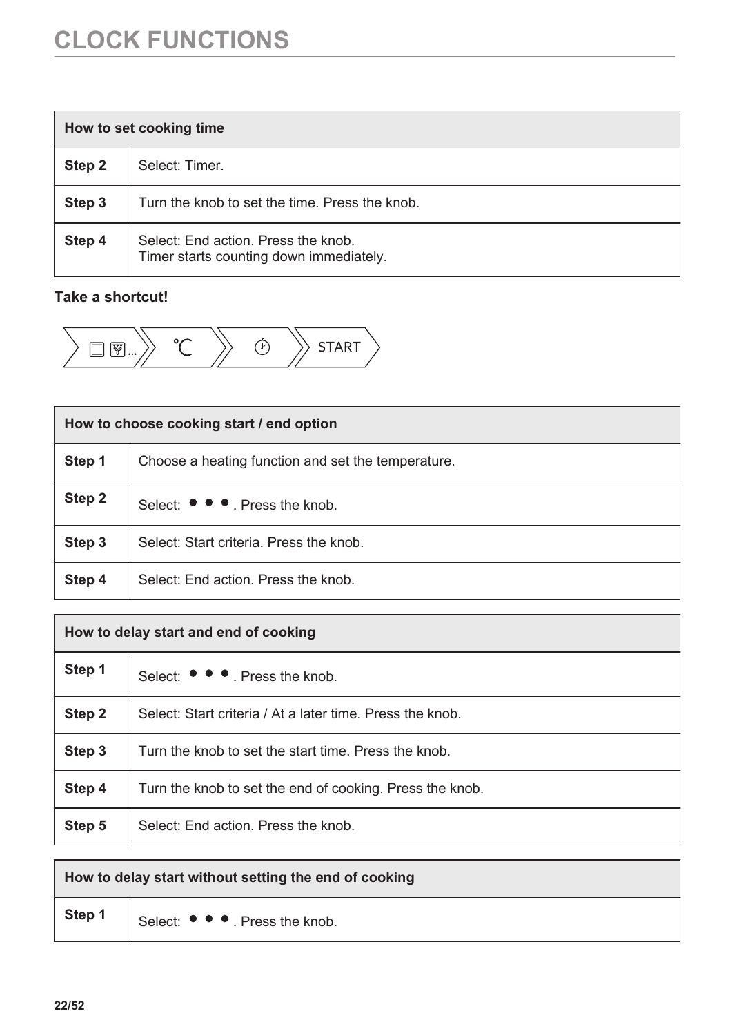# CLOCK FUNCTIONS

| How to set cooking time | |
|---|---|
| **Step 2** | Select: Timer. |
| **Step 3** | Turn the knob to set the time. Press the knob. |
| **Step 4** | Select: End action. Press the knob.<br>Timer starts counting down immediately. |

**Take a shortcut!**

… °C ⏱ START

| How to choose cooking start / end option | |
|---|---|
| **Step 1** | Choose a heating function and set the temperature. |
| **Step 2** | Select: ● ● ●. Press the knob. |
| **Step 3** | Select: Start criteria. Press the knob. |
| **Step 4** | Select: End action. Press the knob. |

| How to delay start and end of cooking | |
|---|---|
| **Step 1** | Select: ● ● ●. Press the knob. |
| **Step 2** | Select: Start criteria / At a later time. Press the knob. |
| **Step 3** | Turn the knob to set the start time. Press the knob. |
| **Step 4** | Turn the knob to set the end of cooking. Press the knob. |
| **Step 5** | Select: End action. Press the knob. |

| How to delay start without setting the end of cooking | |
|---|---|
| **Step 1** | Select: ● ● ●. Press the knob. |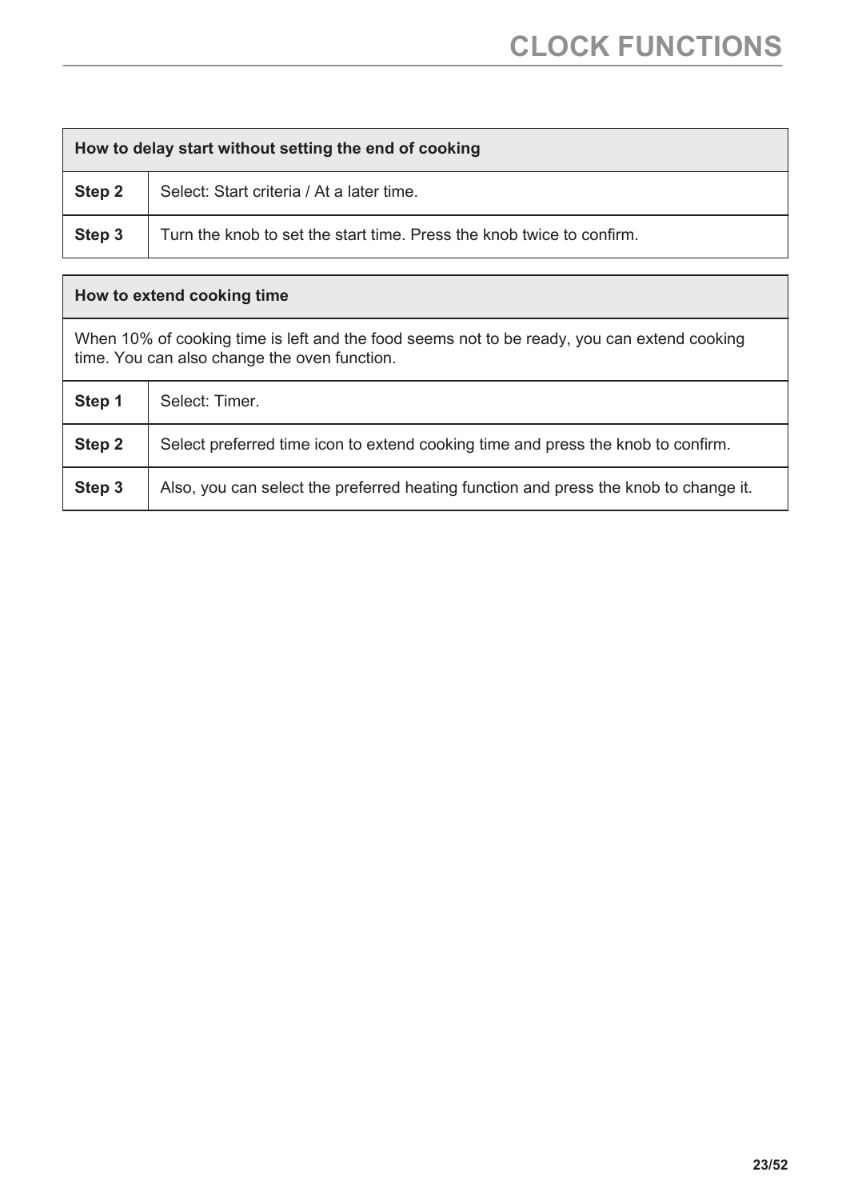| How to delay start without setting the end of cooking | |
|---|---|
| **Step 2** | Select: Start criteria / At a later time. |
| **Step 3** | Turn the knob to set the start time. Press the knob twice to confirm. |

| How to extend cooking time | |
|---|---|
| When 10% of cooking time is left and the food seems not to be ready, you can extend cooking time. You can also change the oven function. | |
| **Step 1** | Select: Timer. |
| **Step 2** | Select preferred time icon to extend cooking time and press the knob to confirm. |
| **Step 3** | Also, you can select the preferred heating function and press the knob to change it. |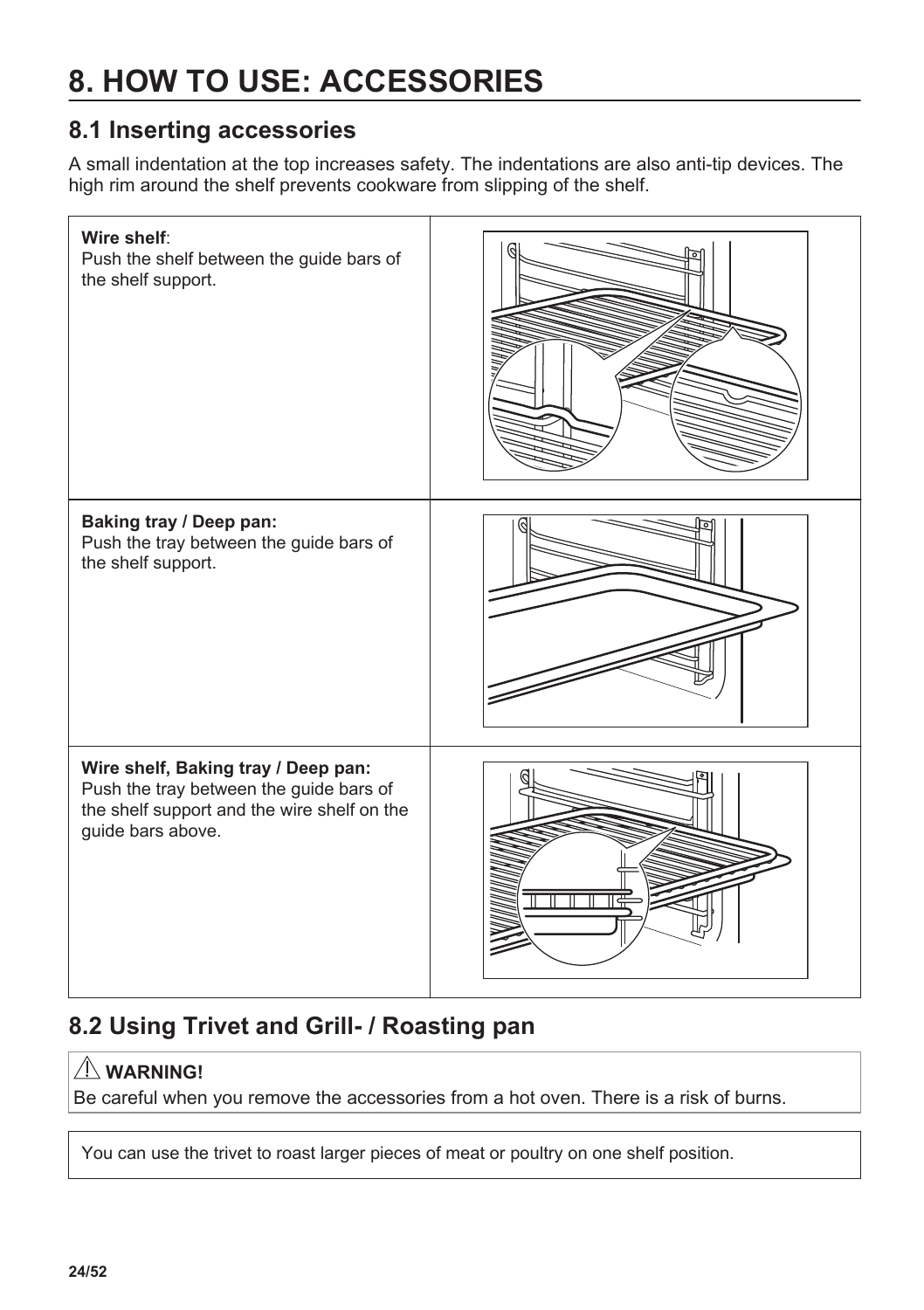# 8. HOW TO USE: ACCESSORIES

## 8.1 Inserting accessories

A small indentation at the top increases safety. The indentations are also anti-tip devices. The high rim around the shelf prevents cookware from slipping of the shelf.

| | |
|---|---|
| **Wire shelf**:<br>Push the shelf between the guide bars of the shelf support. | |
| **Baking tray / Deep pan:**<br>Push the tray between the guide bars of the shelf support. | |
| **Wire shelf, Baking tray / Deep pan:**<br>Push the tray between the guide bars of the shelf support and the wire shelf on the guide bars above. | |

## 8.2 Using Trivet and Grill- / Roasting pan

**WARNING!**
Be careful when you remove the accessories from a hot oven. There is a risk of burns.

You can use the trivet to roast larger pieces of meat or poultry on one shelf position.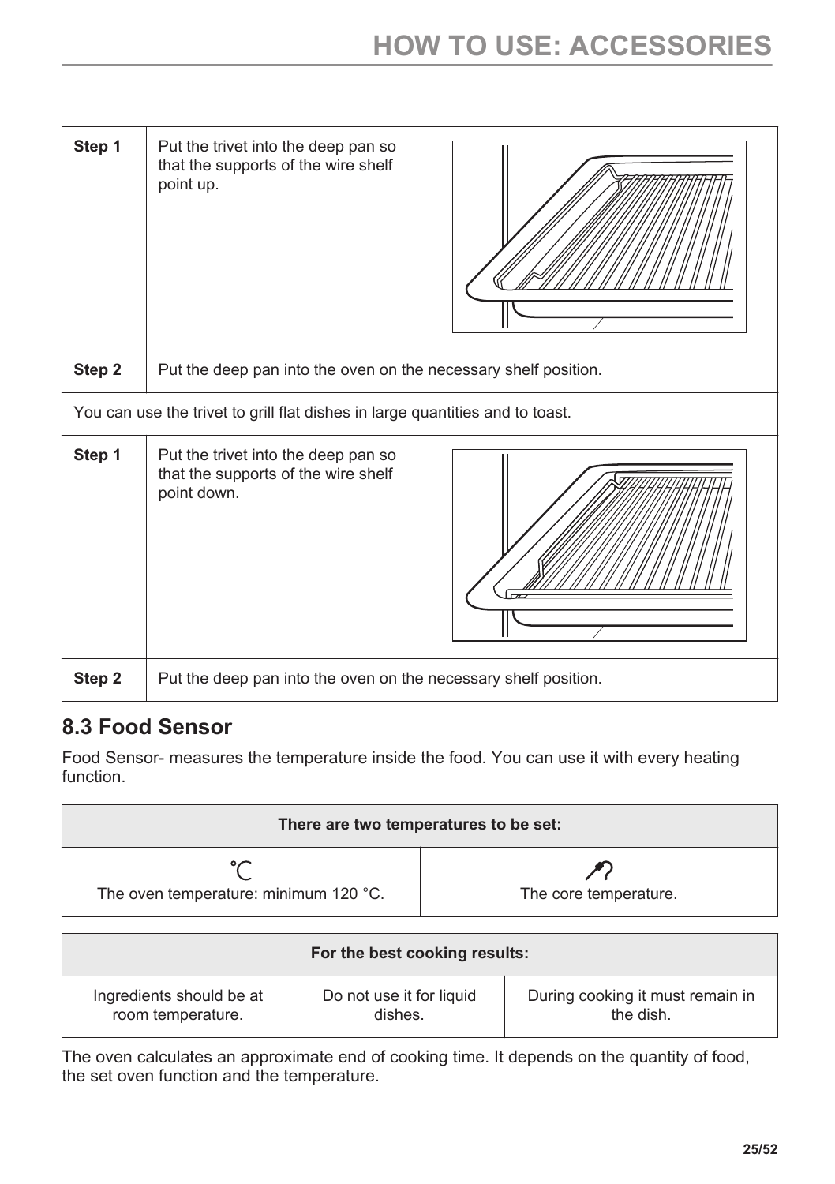| Step 1 | Put the trivet into the deep pan so that the supports of the wire shelf point up. |
|---|---|
| Step 2 | Put the deep pan into the oven on the necessary shelf position. |
| You can use the trivet to grill flat dishes in large quantities and to toast. | |
| Step 1 | Put the trivet into the deep pan so that the supports of the wire shelf point down. |
| Step 2 | Put the deep pan into the oven on the necessary shelf position. |

## 8.3 Food Sensor

Food Sensor- measures the temperature inside the food. You can use it with every heating function.

| There are two temperatures to be set: | |
|---|---|
| °C<br>The oven temperature: minimum 120 °C. | The core temperature. |

| For the best cooking results: | | |
|---|---|---|
| Ingredients should be at room temperature. | Do not use it for liquid dishes. | During cooking it must remain in the dish. |

The oven calculates an approximate end of cooking time. It depends on the quantity of food, the set oven function and the temperature.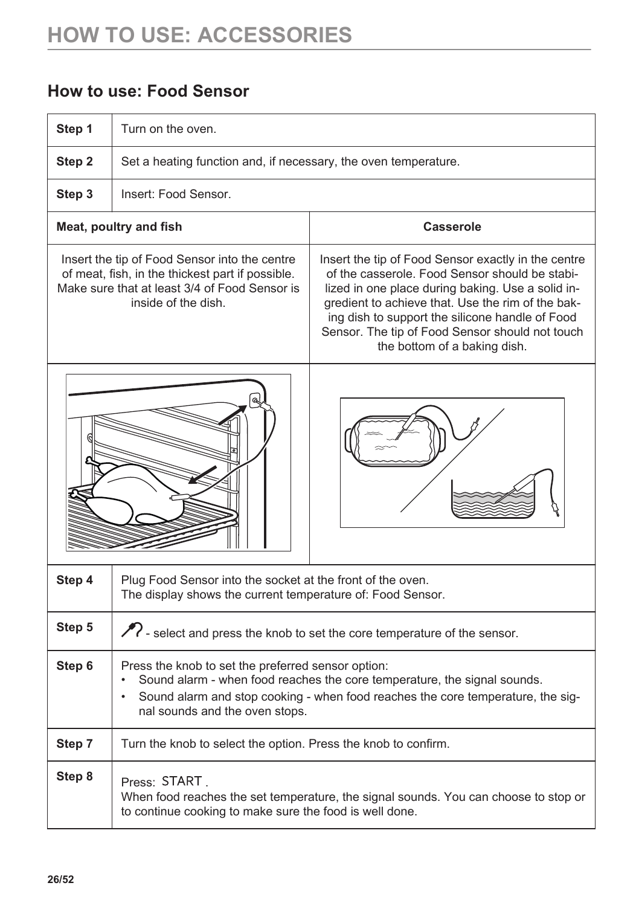# HOW TO USE: ACCESSORIES

## How to use: Food Sensor

| Step 1 | Turn on the oven. |
| --- | --- |
| Step 2 | Set a heating function and, if necessary, the oven temperature. |
| Step 3 | Insert: Food Sensor. |

| Meat, poultry and fish | Casserole |
| --- | --- |
| Insert the tip of Food Sensor into the centre of meat, fish, in the thickest part if possible. Make sure that at least 3/4 of Food Sensor is inside of the dish. | Insert the tip of Food Sensor exactly in the centre of the casserole. Food Sensor should be stabilized in one place during baking. Use a solid ingredient to achieve that. Use the rim of the baking dish to support the silicone handle of Food Sensor. The tip of Food Sensor should not touch the bottom of a baking dish. |

| Step 4 | Plug Food Sensor into the socket at the front of the oven.<br>The display shows the current temperature of: Food Sensor. |
| --- | --- |
| Step 5 | - select and press the knob to set the core temperature of the sensor. |
| Step 6 | Press the knob to set the preferred sensor option:<br>• Sound alarm - when food reaches the core temperature, the signal sounds.<br>• Sound alarm and stop cooking - when food reaches the core temperature, the signal sounds and the oven stops. |
| Step 7 | Turn the knob to select the option. Press the knob to confirm. |
| Step 8 | Press: START .<br>When food reaches the set temperature, the signal sounds. You can choose to stop or to continue cooking to make sure the food is well done. |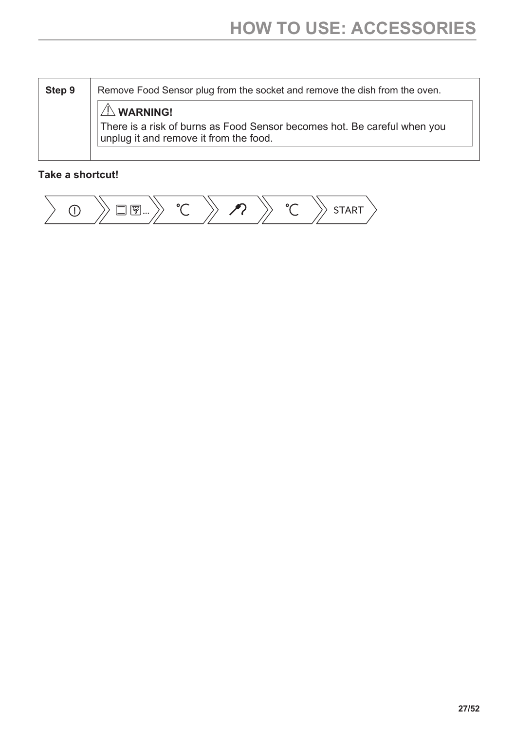| Step 9 | Remove Food Sensor plug from the socket and remove the dish from the oven.<br><br>⚠ **WARNING!**<br>There is a risk of burns as Food Sensor becomes hot. Be careful when you unplug it and remove it from the food. |
| --- | --- |

**Take a shortcut!**

① › ☐ ☐... › °C › ⁄? › °C › START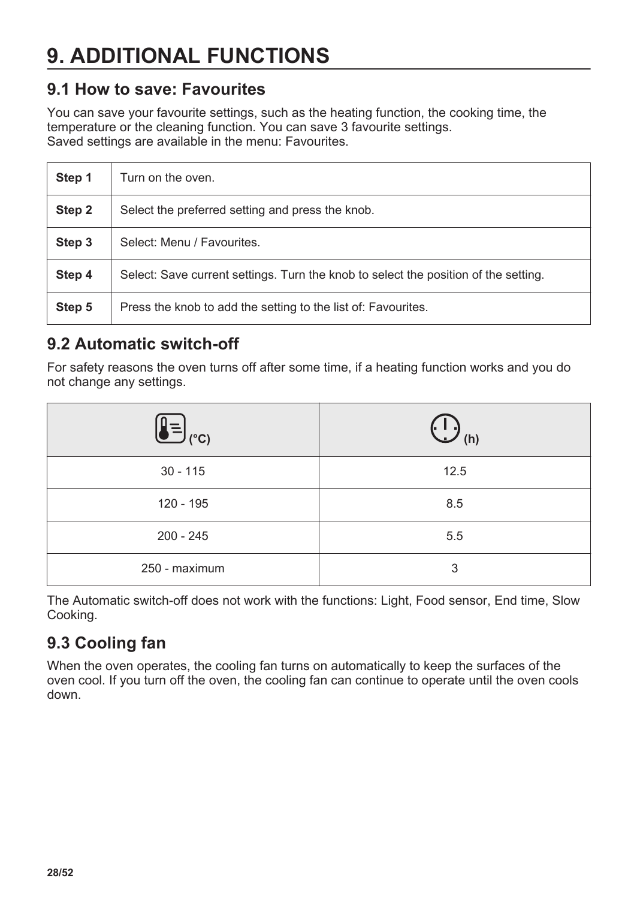# 9. ADDITIONAL FUNCTIONS

## 9.1 How to save: Favourites

You can save your favourite settings, such as the heating function, the cooking time, the temperature or the cleaning function. You can save 3 favourite settings.
Saved settings are available in the menu: Favourites.

| | |
|---|---|
| **Step 1** | Turn on the oven. |
| **Step 2** | Select the preferred setting and press the knob. |
| **Step 3** | Select: Menu / Favourites. |
| **Step 4** | Select: Save current settings. Turn the knob to select the position of the setting. |
| **Step 5** | Press the knob to add the setting to the list of: Favourites. |

## 9.2 Automatic switch-off

For safety reasons the oven turns off after some time, if a heating function works and you do not change any settings.

| (°C) | (h) |
|---|---|
| 30 - 115 | 12.5 |
| 120 - 195 | 8.5 |
| 200 - 245 | 5.5 |
| 250 - maximum | 3 |

The Automatic switch-off does not work with the functions: Light, Food sensor, End time, Slow Cooking.

## 9.3 Cooling fan

When the oven operates, the cooling fan turns on automatically to keep the surfaces of the oven cool. If you turn off the oven, the cooling fan can continue to operate until the oven cools down.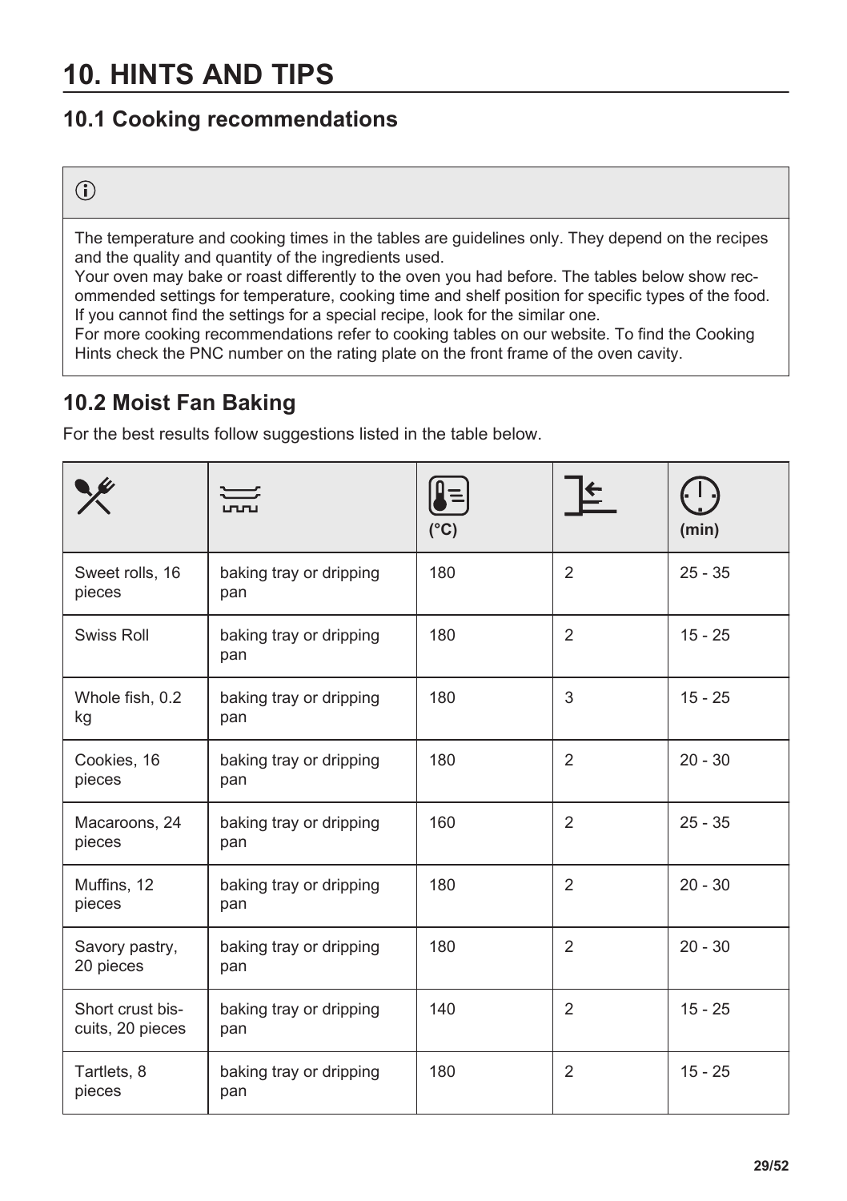# 10. HINTS AND TIPS

## 10.1 Cooking recommendations

> ⓘ
>
> The temperature and cooking times in the tables are guidelines only. They depend on the recipes and the quality and quantity of the ingredients used.
> Your oven may bake or roast differently to the oven you had before. The tables below show recommended settings for temperature, cooking time and shelf position for specific types of the food.
> If you cannot find the settings for a special recipe, look for the similar one.
> For more cooking recommendations refer to cooking tables on our website. To find the Cooking Hints check the PNC number on the rating plate on the front frame of the oven cavity.

## 10.2 Moist Fan Baking

For the best results follow suggestions listed in the table below.

| | | (°C) | | (min) |
|---|---|---|---|---|
| Sweet rolls, 16 pieces | baking tray or dripping pan | 180 | 2 | 25 - 35 |
| Swiss Roll | baking tray or dripping pan | 180 | 2 | 15 - 25 |
| Whole fish, 0.2 kg | baking tray or dripping pan | 180 | 3 | 15 - 25 |
| Cookies, 16 pieces | baking tray or dripping pan | 180 | 2 | 20 - 30 |
| Macaroons, 24 pieces | baking tray or dripping pan | 160 | 2 | 25 - 35 |
| Muffins, 12 pieces | baking tray or dripping pan | 180 | 2 | 20 - 30 |
| Savory pastry, 20 pieces | baking tray or dripping pan | 180 | 2 | 20 - 30 |
| Short crust biscuits, 20 pieces | baking tray or dripping pan | 140 | 2 | 15 - 25 |
| Tartlets, 8 pieces | baking tray or dripping pan | 180 | 2 | 15 - 25 |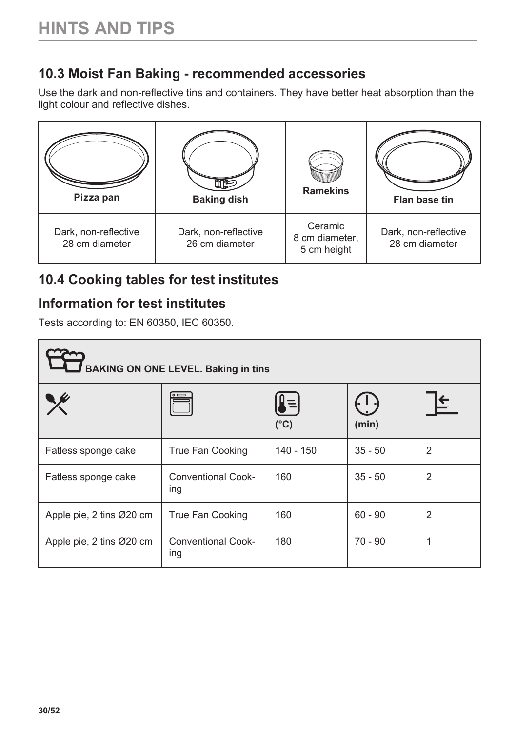# HINTS AND TIPS

## 10.3 Moist Fan Baking - recommended accessories

Use the dark and non-reflective tins and containers. They have better heat absorption than the light colour and reflective dishes.

| Pizza pan | Baking dish | Ramekins | Flan base tin |
|---|---|---|---|
| Dark, non-reflective 28 cm diameter | Dark, non-reflective 26 cm diameter | Ceramic 8 cm diameter, 5 cm height | Dark, non-reflective 28 cm diameter |

## 10.4 Cooking tables for test institutes

## Information for test institutes

Tests according to: EN 60350, IEC 60350.

| BAKING ON ONE LEVEL. Baking in tins | | | | |
|---|---|---|---|---|
| | | (°C) | (min) | |
| Fatless sponge cake | True Fan Cooking | 140 - 150 | 35 - 50 | 2 |
| Fatless sponge cake | Conventional Cooking | 160 | 35 - 50 | 2 |
| Apple pie, 2 tins Ø20 cm | True Fan Cooking | 160 | 60 - 90 | 2 |
| Apple pie, 2 tins Ø20 cm | Conventional Cooking | 180 | 70 - 90 | 1 |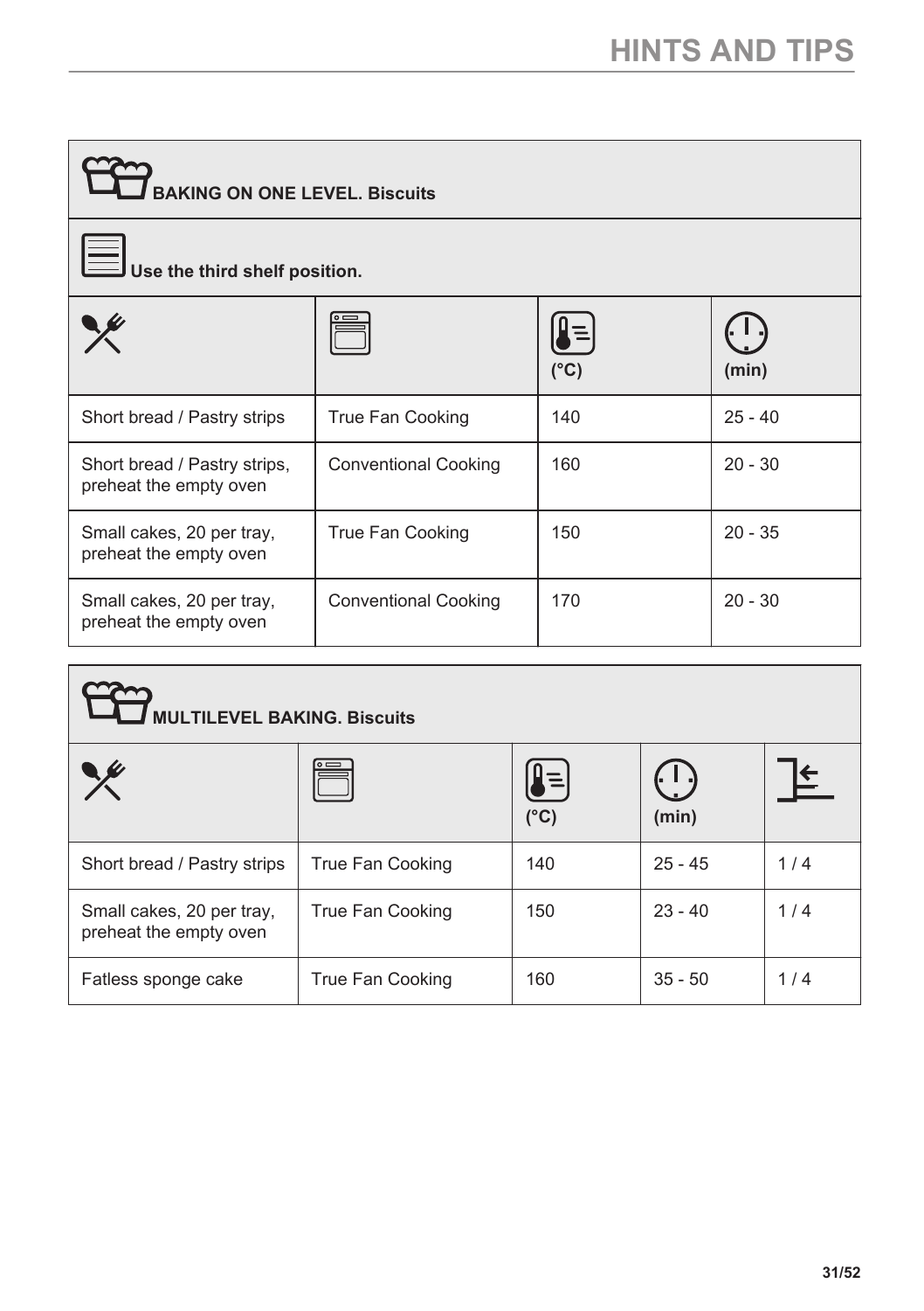**BAKING ON ONE LEVEL. Biscuits**

**Use the third shelf position.**

| | | (°C) | (min) |
|---|---|---|---|
| Short bread / Pastry strips | True Fan Cooking | 140 | 25 - 40 |
| Short bread / Pastry strips, preheat the empty oven | Conventional Cooking | 160 | 20 - 30 |
| Small cakes, 20 per tray, preheat the empty oven | True Fan Cooking | 150 | 20 - 35 |
| Small cakes, 20 per tray, preheat the empty oven | Conventional Cooking | 170 | 20 - 30 |

**MULTILEVEL BAKING. Biscuits**

| | | (°C) | (min) | |
|---|---|---|---|---|
| Short bread / Pastry strips | True Fan Cooking | 140 | 25 - 45 | 1 / 4 |
| Small cakes, 20 per tray, preheat the empty oven | True Fan Cooking | 150 | 23 - 40 | 1 / 4 |
| Fatless sponge cake | True Fan Cooking | 160 | 35 - 50 | 1 / 4 |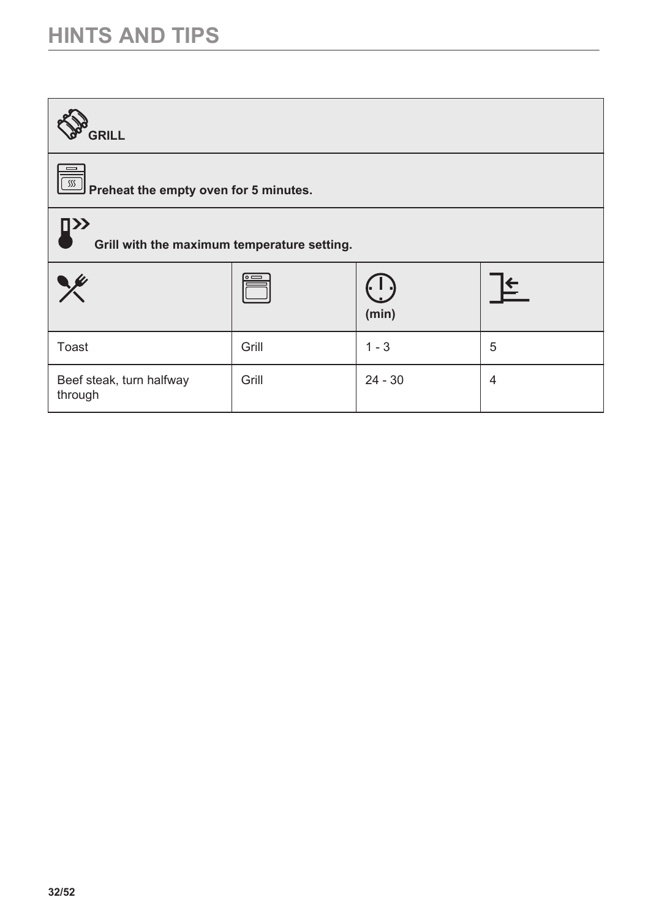## HINTS AND TIPS

| **GRILL** | | | |
|---|---|---|---|
| **Preheat the empty oven for 5 minutes.** | | | |
| **Grill with the maximum temperature setting.** | | | |
| | | **(min)** | |
| Toast | Grill | 1 - 3 | 5 |
| Beef steak, turn halfway through | Grill | 24 - 30 | 4 |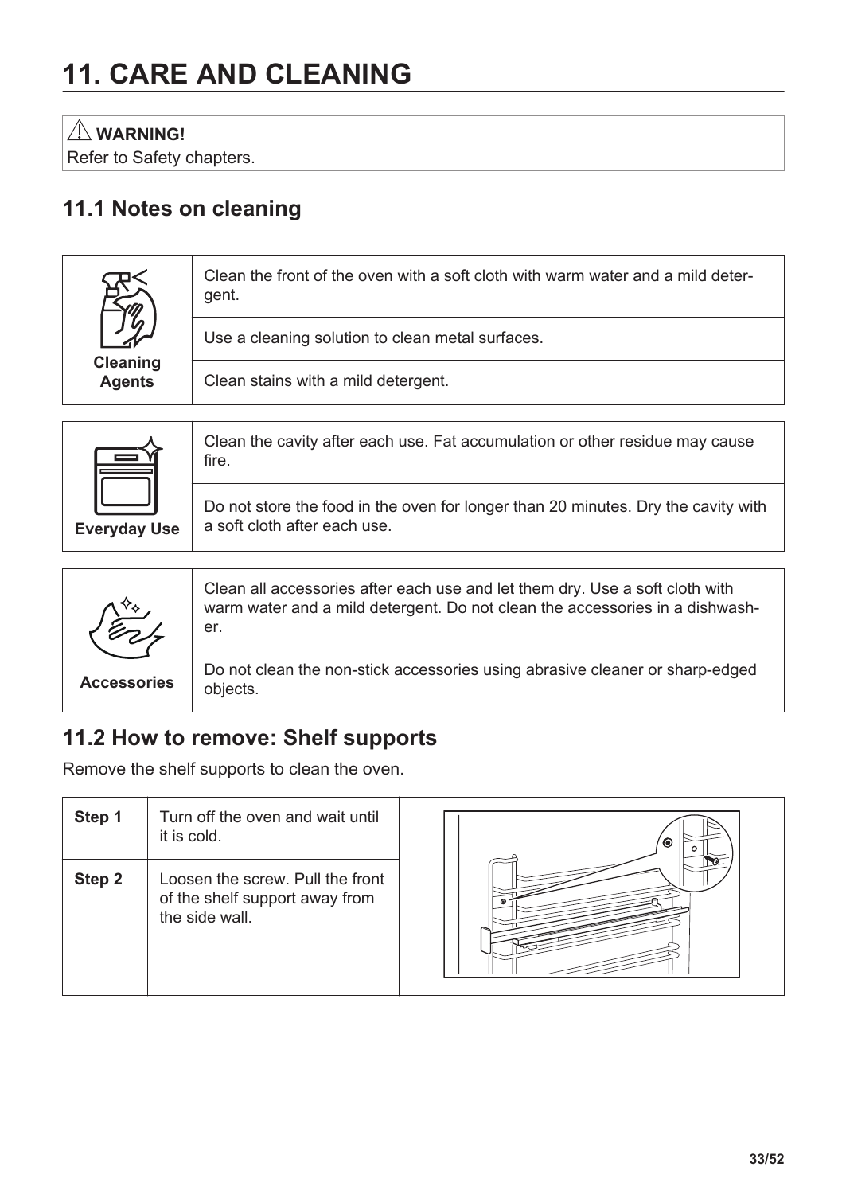# 11. CARE AND CLEANING

⚠ **WARNING!**

Refer to Safety chapters.

## 11.1 Notes on cleaning

| | |
|---|---|
| **Cleaning Agents** | Clean the front of the oven with a soft cloth with warm water and a mild detergent. |
| | Use a cleaning solution to clean metal surfaces. |
| | Clean stains with a mild detergent. |

| | |
|---|---|
| **Everyday Use** | Clean the cavity after each use. Fat accumulation or other residue may cause fire. |
| | Do not store the food in the oven for longer than 20 minutes. Dry the cavity with a soft cloth after each use. |

| | |
|---|---|
| **Accessories** | Clean all accessories after each use and let them dry. Use a soft cloth with warm water and a mild detergent. Do not clean the accessories in a dishwasher. |
| | Do not clean the non-stick accessories using abrasive cleaner or sharp-edged objects. |

## 11.2 How to remove: Shelf supports

Remove the shelf supports to clean the oven.

| | |
|---|---|
| **Step 1** | Turn off the oven and wait until it is cold. |
| **Step 2** | Loosen the screw. Pull the front of the shelf support away from the side wall. |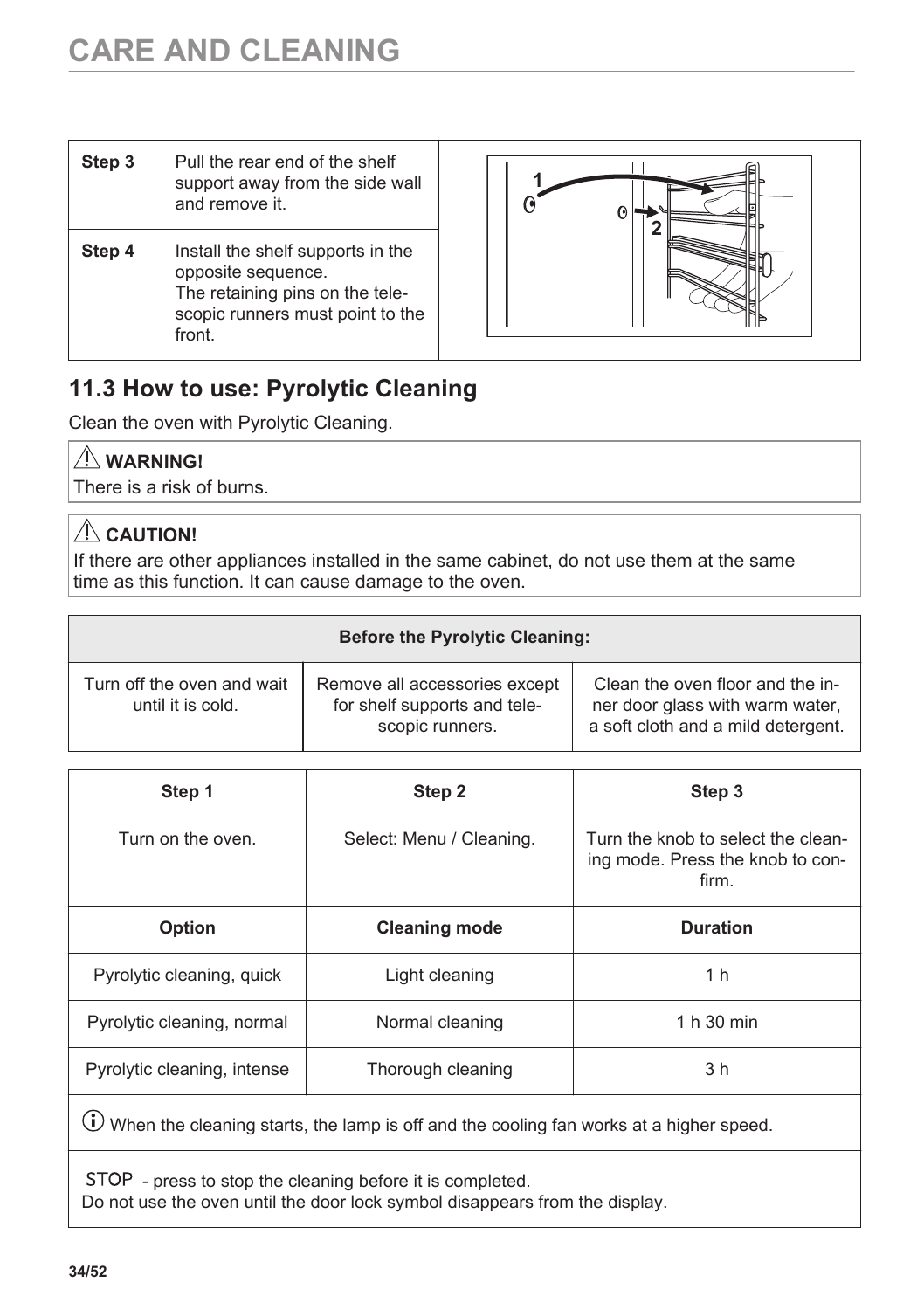# CARE AND CLEANING

| Step 3 | Pull the rear end of the shelf support away from the side wall and remove it. |
|---|---|
| Step 4 | Install the shelf supports in the opposite sequence. The retaining pins on the telescopic runners must point to the front. |

## 11.3 How to use: Pyrolytic Cleaning

Clean the oven with Pyrolytic Cleaning.

> ⚠ **WARNING!**
> There is a risk of burns.

> ⚠ **CAUTION!**
> If there are other appliances installed in the same cabinet, do not use them at the same time as this function. It can cause damage to the oven.

| Before the Pyrolytic Cleaning: | | |
|---|---|---|
| Turn off the oven and wait until it is cold. | Remove all accessories except for shelf supports and telescopic runners. | Clean the oven floor and the inner door glass with warm water, a soft cloth and a mild detergent. |

| Step 1 | Step 2 | Step 3 |
|---|---|---|
| Turn on the oven. | Select: Menu / Cleaning. | Turn the knob to select the cleaning mode. Press the knob to confirm. |
| **Option** | **Cleaning mode** | **Duration** |
| Pyrolytic cleaning, quick | Light cleaning | 1 h |
| Pyrolytic cleaning, normal | Normal cleaning | 1 h 30 min |
| Pyrolytic cleaning, intense | Thorough cleaning | 3 h |
| ⓘ When the cleaning starts, the lamp is off and the cooling fan works at a higher speed. | | |
| STOP - press to stop the cleaning before it is completed. Do not use the oven until the door lock symbol disappears from the display. | | |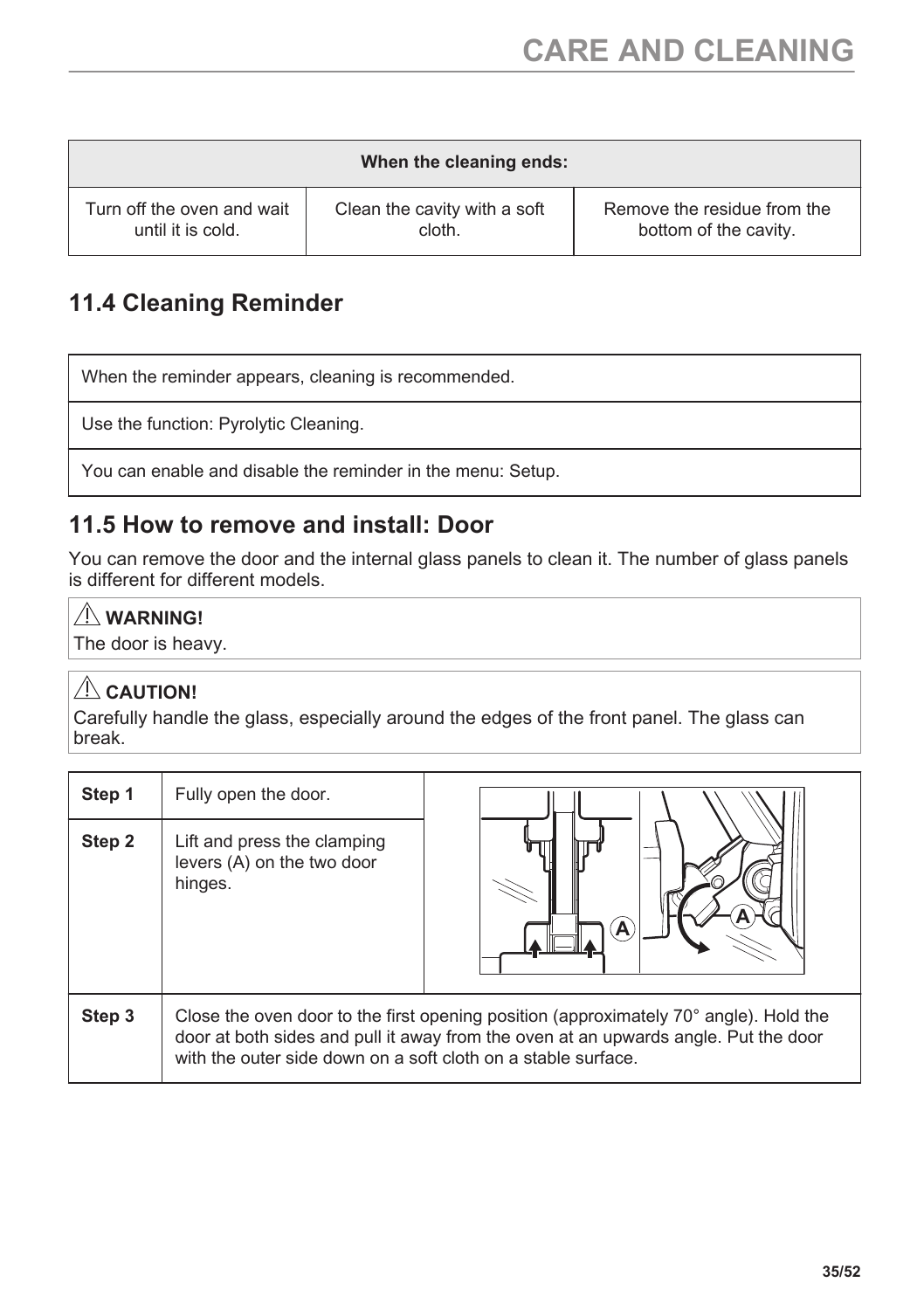| When the cleaning ends: | | |
|---|---|---|
| Turn off the oven and wait until it is cold. | Clean the cavity with a soft cloth. | Remove the residue from the bottom of the cavity. |

## 11.4 Cleaning Reminder

| When the reminder appears, cleaning is recommended. |
|---|
| Use the function: Pyrolytic Cleaning. |
| You can enable and disable the reminder in the menu: Setup. |

## 11.5 How to remove and install: Door

You can remove the door and the internal glass panels to clean it. The number of glass panels is different for different models.

**WARNING!**

The door is heavy.

**CAUTION!**

Carefully handle the glass, especially around the edges of the front panel. The glass can break.

| Step | Action |
|---|---|
| **Step 1** | Fully open the door. |
| **Step 2** | Lift and press the clamping levers (A) on the two door hinges. |
| **Step 3** | Close the oven door to the first opening position (approximately 70° angle). Hold the door at both sides and pull it away from the oven at an upwards angle. Put the door with the outer side down on a soft cloth on a stable surface. |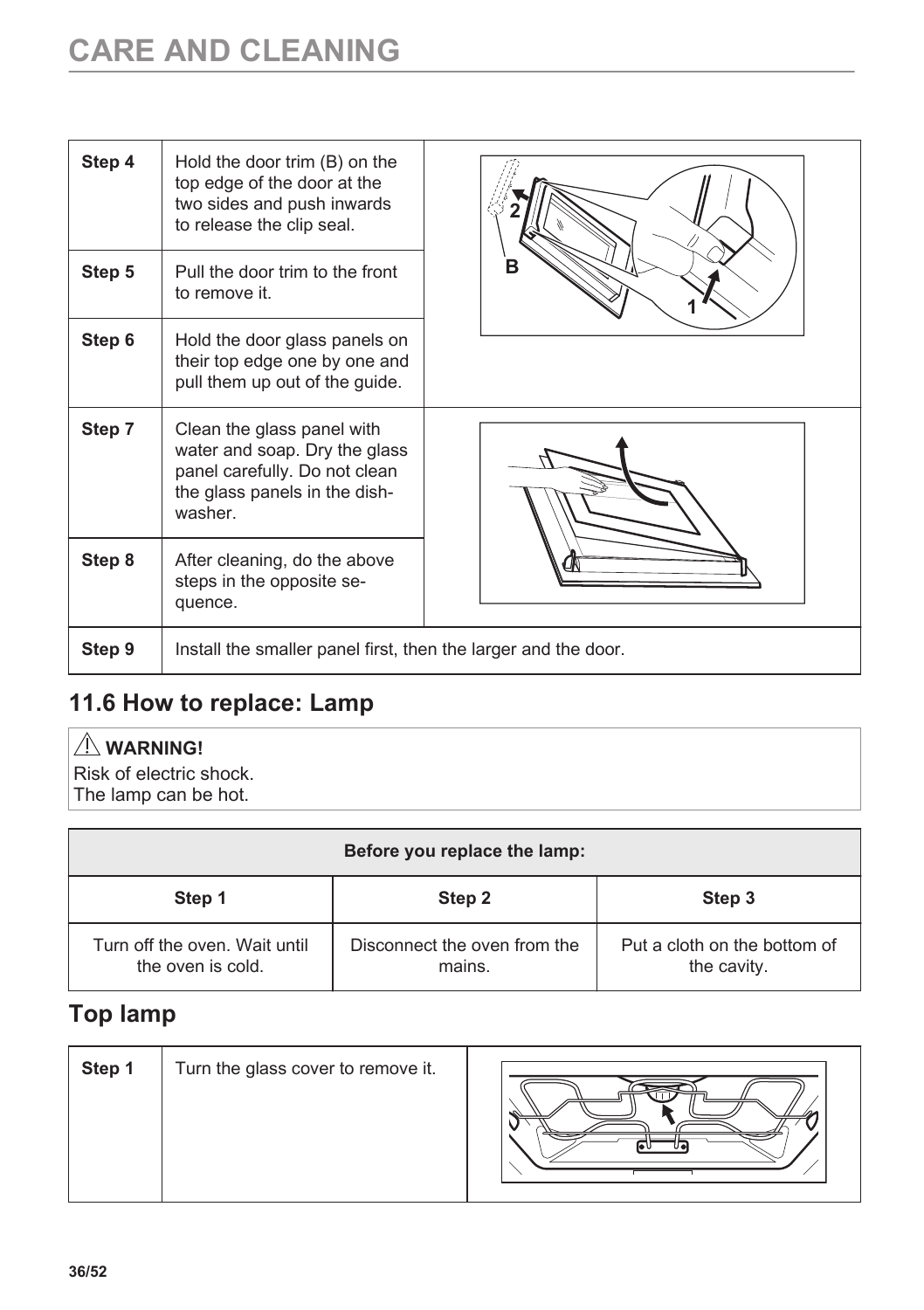# CARE AND CLEANING

| | | |
|---|---|---|
| **Step 4** | Hold the door trim (B) on the top edge of the door at the two sides and push inwards to release the clip seal. | |
| **Step 5** | Pull the door trim to the front to remove it. | |
| **Step 6** | Hold the door glass panels on their top edge one by one and pull them up out of the guide. | |
| **Step 7** | Clean the glass panel with water and soap. Dry the glass panel carefully. Do not clean the glass panels in the dish-washer. | |
| **Step 8** | After cleaning, do the above steps in the opposite se-quence. | |
| **Step 9** | Install the smaller panel first, then the larger and the door. | |

## 11.6 How to replace: Lamp

⚠ **WARNING!**

Risk of electric shock.
The lamp can be hot.

| Before you replace the lamp: | | |
|---|---|---|
| **Step 1** | **Step 2** | **Step 3** |
| Turn off the oven. Wait until the oven is cold. | Disconnect the oven from the mains. | Put a cloth on the bottom of the cavity. |

## Top lamp

| | | |
|---|---|---|
| **Step 1** | Turn the glass cover to remove it. | |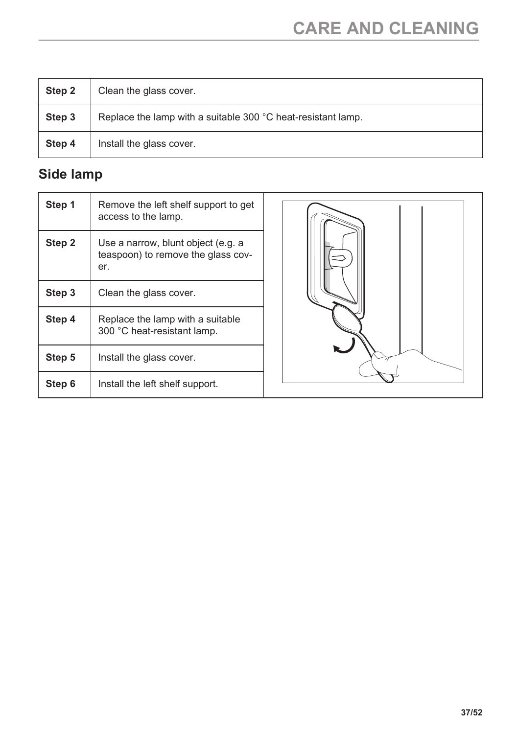| Step 2 | Clean the glass cover. |
|---|---|
| **Step 3** | Replace the lamp with a suitable 300 °C heat-resistant lamp. |
| **Step 4** | Install the glass cover. |

## Side lamp

| Step 1 | Remove the left shelf support to get access to the lamp. |
|---|---|
| **Step 2** | Use a narrow, blunt object (e.g. a teaspoon) to remove the glass cover. |
| **Step 3** | Clean the glass cover. |
| **Step 4** | Replace the lamp with a suitable 300 °C heat-resistant lamp. |
| **Step 5** | Install the glass cover. |
| **Step 6** | Install the left shelf support. |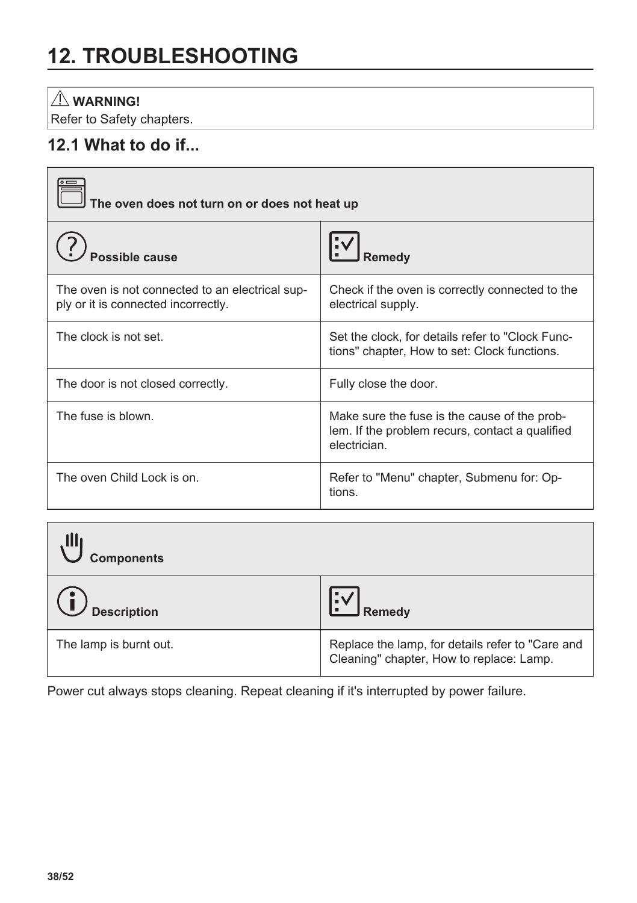# 12. TROUBLESHOOTING

**WARNING!**
Refer to Safety chapters.

## 12.1 What to do if...

**The oven does not turn on or does not heat up**

| Possible cause | Remedy |
| --- | --- |
| The oven is not connected to an electrical supply or it is connected incorrectly. | Check if the oven is correctly connected to the electrical supply. |
| The clock is not set. | Set the clock, for details refer to "Clock Functions" chapter, How to set: Clock functions. |
| The door is not closed correctly. | Fully close the door. |
| The fuse is blown. | Make sure the fuse is the cause of the problem. If the problem recurs, contact a qualified electrician. |
| The oven Child Lock is on. | Refer to "Menu" chapter, Submenu for: Options. |

**Components**

| Description | Remedy |
| --- | --- |
| The lamp is burnt out. | Replace the lamp, for details refer to "Care and Cleaning" chapter, How to replace: Lamp. |

Power cut always stops cleaning. Repeat cleaning if it's interrupted by power failure.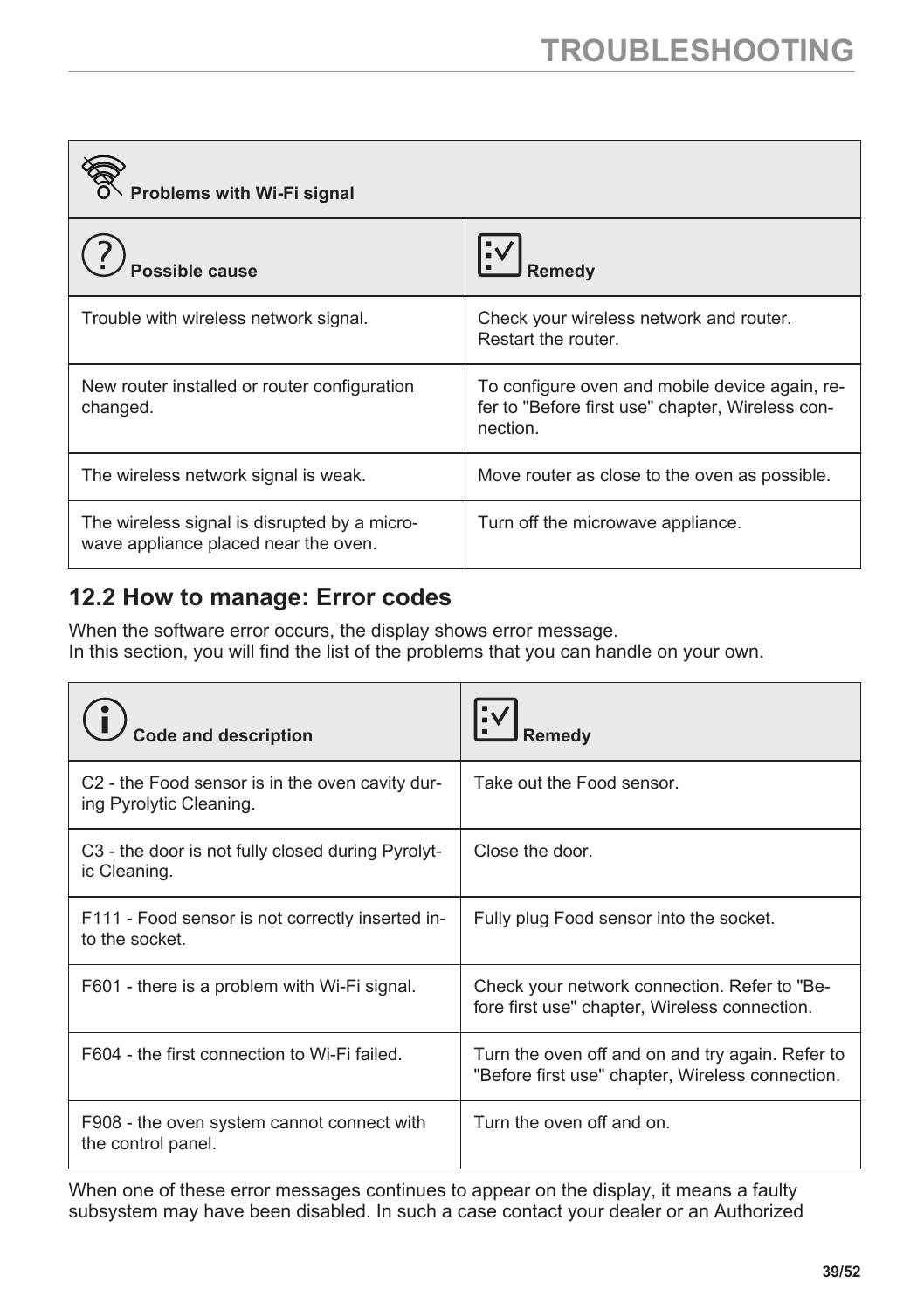| Problems with Wi-Fi signal | |
|---|---|
| **Possible cause** | **Remedy** |
| Trouble with wireless network signal. | Check your wireless network and router. Restart the router. |
| New router installed or router configuration changed. | To configure oven and mobile device again, refer to "Before first use" chapter, Wireless connection. |
| The wireless network signal is weak. | Move router as close to the oven as possible. |
| The wireless signal is disrupted by a microwave appliance placed near the oven. | Turn off the microwave appliance. |

## 12.2 How to manage: Error codes

When the software error occurs, the display shows error message.
In this section, you will find the list of the problems that you can handle on your own.

| Code and description | Remedy |
|---|---|
| C2 - the Food sensor is in the oven cavity during Pyrolytic Cleaning. | Take out the Food sensor. |
| C3 - the door is not fully closed during Pyrolytic Cleaning. | Close the door. |
| F111 - Food sensor is not correctly inserted into the socket. | Fully plug Food sensor into the socket. |
| F601 - there is a problem with Wi-Fi signal. | Check your network connection. Refer to "Before first use" chapter, Wireless connection. |
| F604 - the first connection to Wi-Fi failed. | Turn the oven off and on and try again. Refer to "Before first use" chapter, Wireless connection. |
| F908 - the oven system cannot connect with the control panel. | Turn the oven off and on. |

When one of these error messages continues to appear on the display, it means a faulty subsystem may have been disabled. In such a case contact your dealer or an Authorized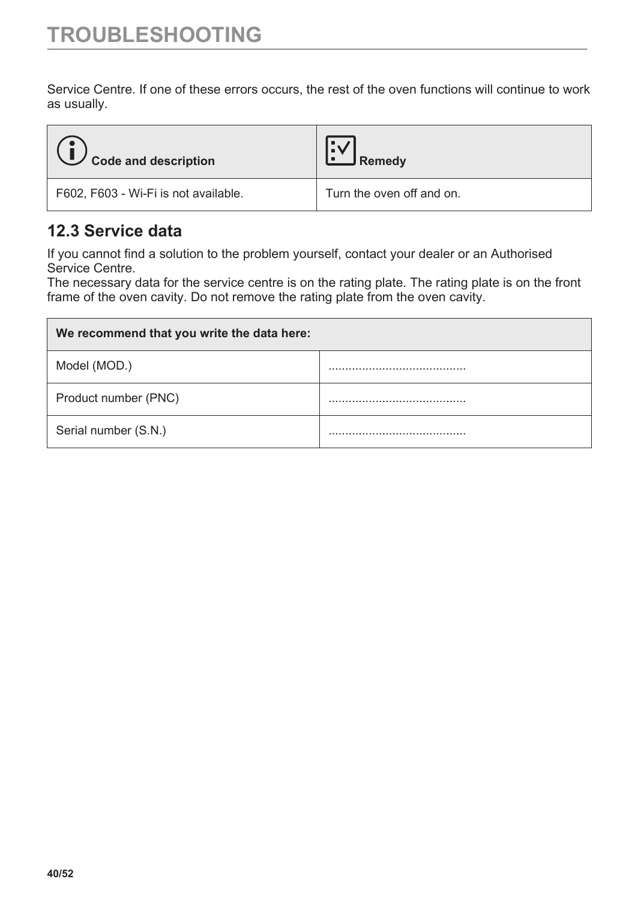Service Centre. If one of these errors occurs, the rest of the oven functions will continue to work as usually.

| Code and description | Remedy |
| --- | --- |
| F602, F603 - Wi-Fi is not available. | Turn the oven off and on. |

## 12.3 Service data

If you cannot find a solution to the problem yourself, contact your dealer or an Authorised Service Centre.
The necessary data for the service centre is on the rating plate. The rating plate is on the front frame of the oven cavity. Do not remove the rating plate from the oven cavity.

| We recommend that you write the data here: | |
| --- | --- |
| Model (MOD.) | ......................................... |
| Product number (PNC) | ......................................... |
| Serial number (S.N.) | ......................................... |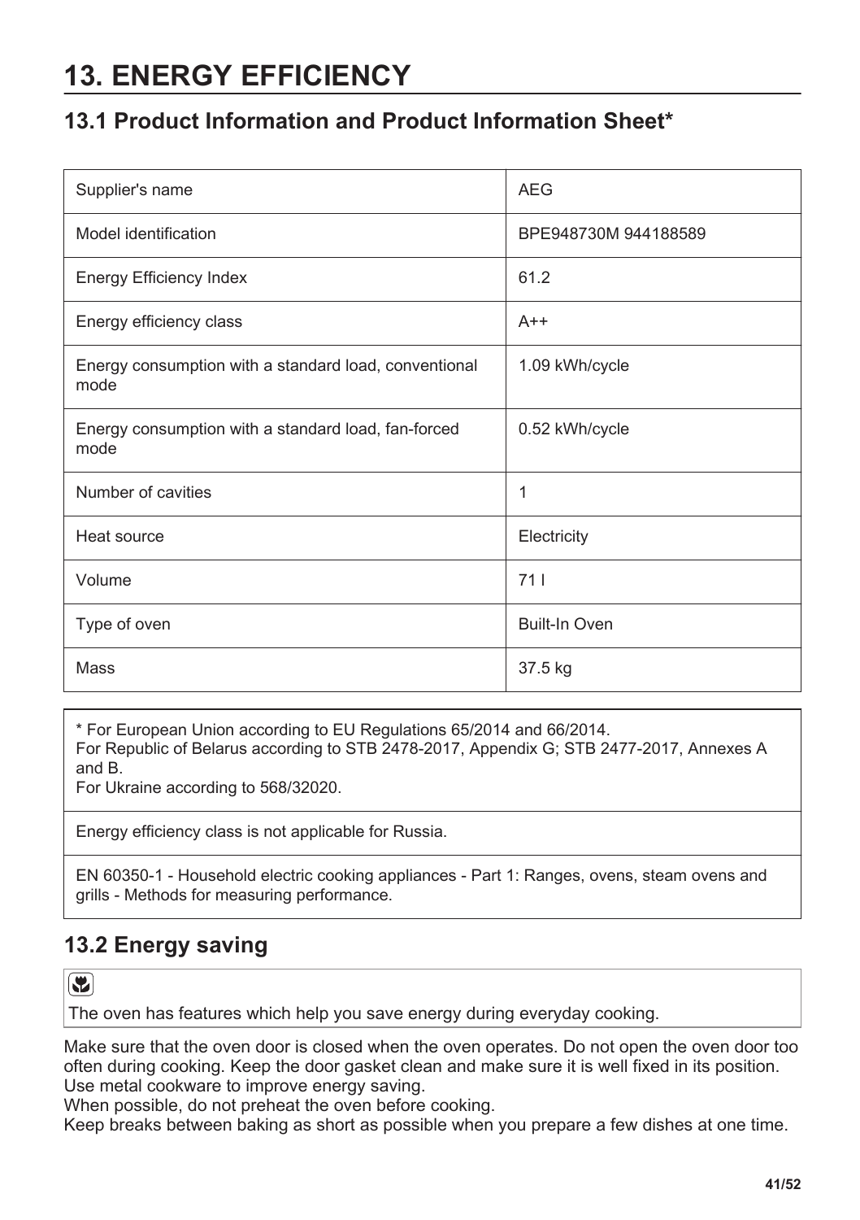# 13. ENERGY EFFICIENCY

## 13.1 Product Information and Product Information Sheet*

| Supplier's name | AEG |
|---|---|
| Model identification | BPE948730M 944188589 |
| Energy Efficiency Index | 61.2 |
| Energy efficiency class | A++ |
| Energy consumption with a standard load, conventional mode | 1.09 kWh/cycle |
| Energy consumption with a standard load, fan-forced mode | 0.52 kWh/cycle |
| Number of cavities | 1 |
| Heat source | Electricity |
| Volume | 71 l |
| Type of oven | Built-In Oven |
| Mass | 37.5 kg |

* For European Union according to EU Regulations 65/2014 and 66/2014.
For Republic of Belarus according to STB 2478-2017, Appendix G; STB 2477-2017, Annexes A and B.
For Ukraine according to 568/32020.

Energy efficiency class is not applicable for Russia.

EN 60350-1 - Household electric cooking appliances - Part 1: Ranges, ovens, steam ovens and grills - Methods for measuring performance.

## 13.2 Energy saving

The oven has features which help you save energy during everyday cooking.

Make sure that the oven door is closed when the oven operates. Do not open the oven door too often during cooking. Keep the door gasket clean and make sure it is well fixed in its position.
Use metal cookware to improve energy saving.
When possible, do not preheat the oven before cooking.
Keep breaks between baking as short as possible when you prepare a few dishes at one time.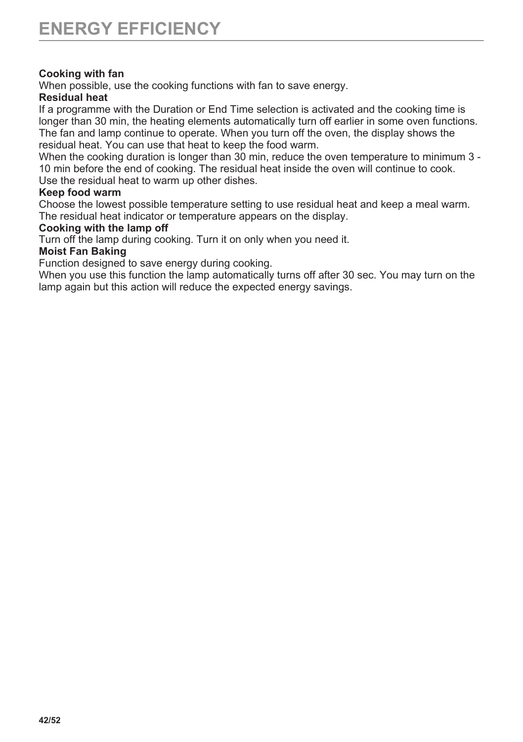# ENERGY EFFICIENCY

**Cooking with fan**

When possible, use the cooking functions with fan to save energy.

**Residual heat**

If a programme with the Duration or End Time selection is activated and the cooking time is longer than 30 min, the heating elements automatically turn off earlier in some oven functions. The fan and lamp continue to operate. When you turn off the oven, the display shows the residual heat. You can use that heat to keep the food warm.

When the cooking duration is longer than 30 min, reduce the oven temperature to minimum 3 - 10 min before the end of cooking. The residual heat inside the oven will continue to cook.

Use the residual heat to warm up other dishes.

**Keep food warm**

Choose the lowest possible temperature setting to use residual heat and keep a meal warm. The residual heat indicator or temperature appears on the display.

**Cooking with the lamp off**

Turn off the lamp during cooking. Turn it on only when you need it.

**Moist Fan Baking**

Function designed to save energy during cooking.

When you use this function the lamp automatically turns off after 30 sec. You may turn on the lamp again but this action will reduce the expected energy savings.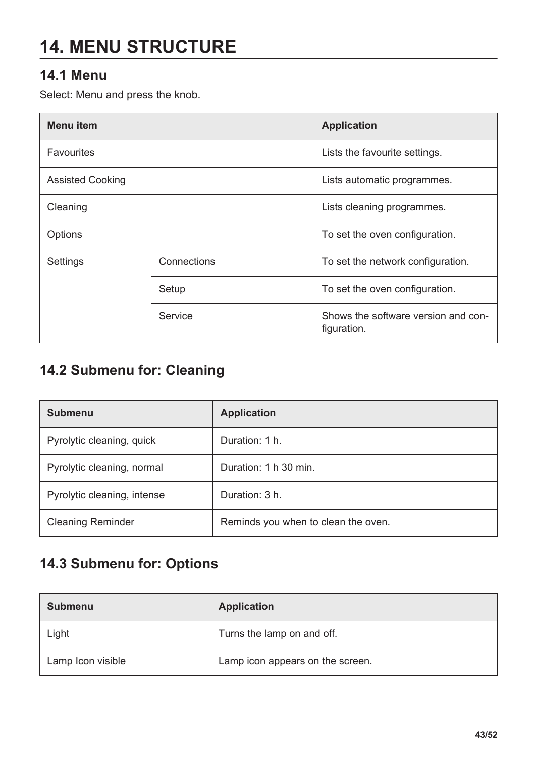# 14. MENU STRUCTURE

## 14.1 Menu

Select: Menu and press the knob.

| Menu item | | Application |
|---|---|---|
| Favourites | | Lists the favourite settings. |
| Assisted Cooking | | Lists automatic programmes. |
| Cleaning | | Lists cleaning programmes. |
| Options | | To set the oven configuration. |
| Settings | Connections | To set the network configuration. |
| | Setup | To set the oven configuration. |
| | Service | Shows the software version and configuration. |

## 14.2 Submenu for: Cleaning

| Submenu | Application |
|---|---|
| Pyrolytic cleaning, quick | Duration: 1 h. |
| Pyrolytic cleaning, normal | Duration: 1 h 30 min. |
| Pyrolytic cleaning, intense | Duration: 3 h. |
| Cleaning Reminder | Reminds you when to clean the oven. |

## 14.3 Submenu for: Options

| Submenu | Application |
|---|---|
| Light | Turns the lamp on and off. |
| Lamp Icon visible | Lamp icon appears on the screen. |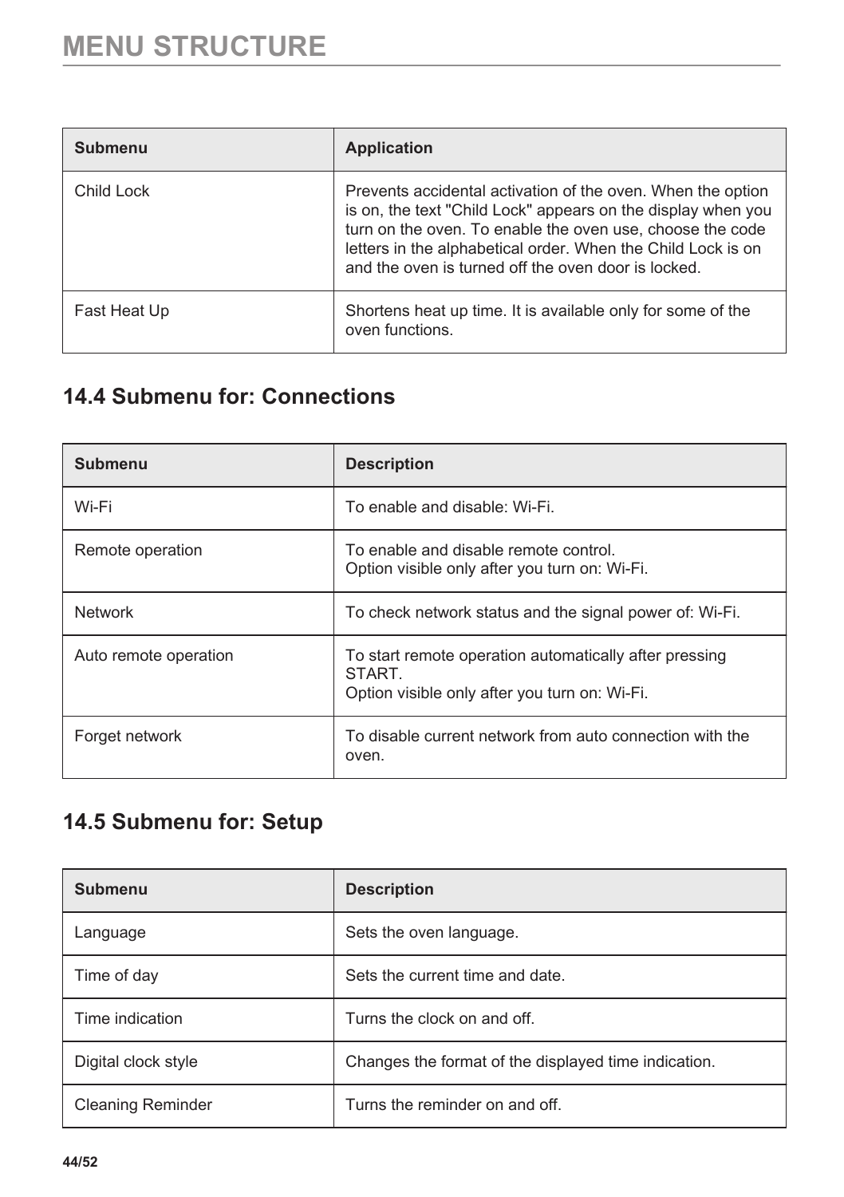| Submenu | Application |
| --- | --- |
| Child Lock | Prevents accidental activation of the oven. When the option is on, the text "Child Lock" appears on the display when you turn on the oven. To enable the oven use, choose the code letters in the alphabetical order. When the Child Lock is on and the oven is turned off the oven door is locked. |
| Fast Heat Up | Shortens heat up time. It is available only for some of the oven functions. |

## 14.4 Submenu for: Connections

| Submenu | Description |
| --- | --- |
| Wi-Fi | To enable and disable: Wi-Fi. |
| Remote operation | To enable and disable remote control.<br>Option visible only after you turn on: Wi-Fi. |
| Network | To check network status and the signal power of: Wi-Fi. |
| Auto remote operation | To start remote operation automatically after pressing START.<br>Option visible only after you turn on: Wi-Fi. |
| Forget network | To disable current network from auto connection with the oven. |

## 14.5 Submenu for: Setup

| Submenu | Description |
| --- | --- |
| Language | Sets the oven language. |
| Time of day | Sets the current time and date. |
| Time indication | Turns the clock on and off. |
| Digital clock style | Changes the format of the displayed time indication. |
| Cleaning Reminder | Turns the reminder on and off. |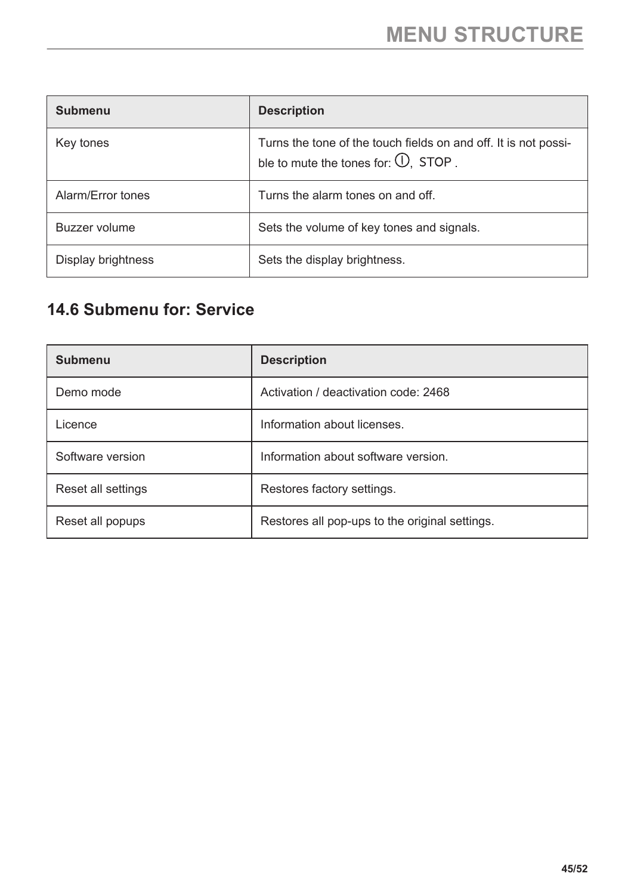| Submenu | Description |
| --- | --- |
| Key tones | Turns the tone of the touch fields on and off. It is not possible to mute the tones for: ⏻, STOP . |
| Alarm/Error tones | Turns the alarm tones on and off. |
| Buzzer volume | Sets the volume of key tones and signals. |
| Display brightness | Sets the display brightness. |

## 14.6 Submenu for: Service

| Submenu | Description |
| --- | --- |
| Demo mode | Activation / deactivation code: 2468 |
| Licence | Information about licenses. |
| Software version | Information about software version. |
| Reset all settings | Restores factory settings. |
| Reset all popups | Restores all pop-ups to the original settings. |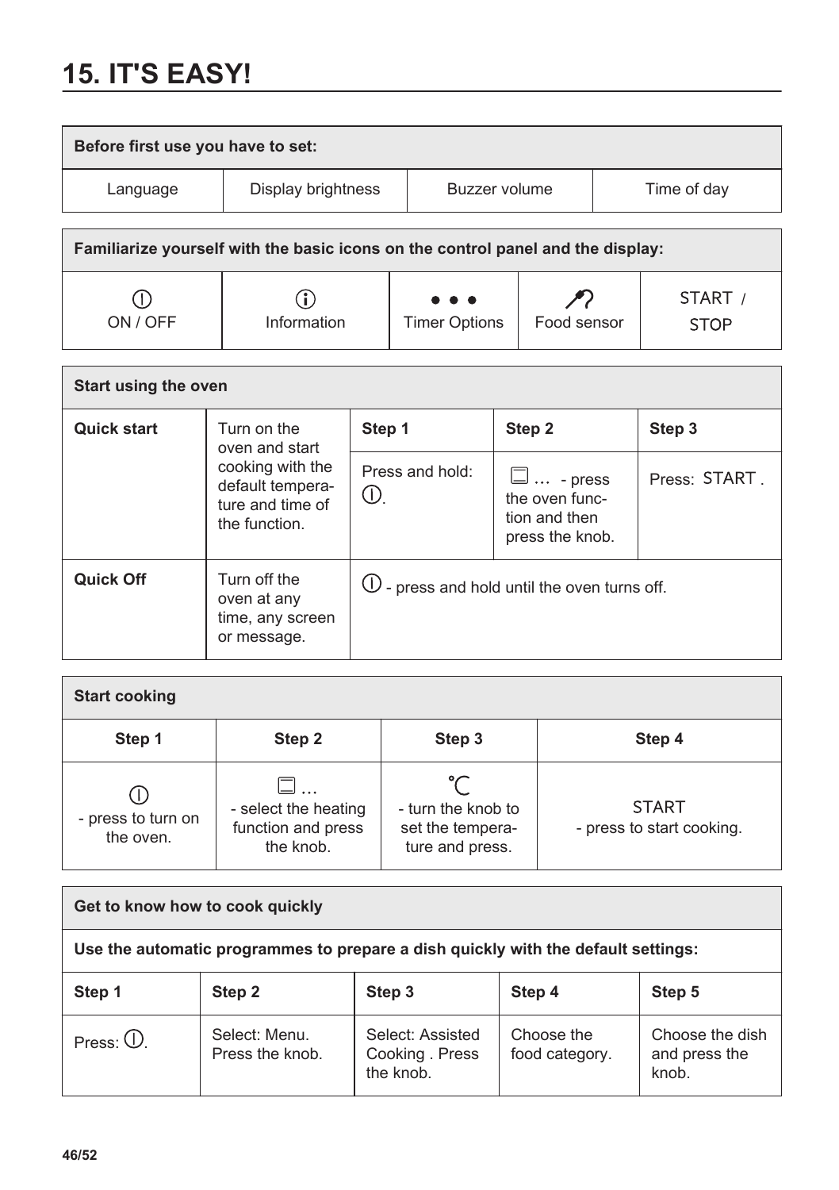# 15. IT'S EASY!

| Before first use you have to set: | | | |
|---|---|---|---|
| Language | Display brightness | Buzzer volume | Time of day |

| Familiarize yourself with the basic icons on the control panel and the display: | | | | |
|---|---|---|---|---|
| ⓘ ON / OFF | ⓘ Information | ● ● ● Timer Options | Food sensor | START / STOP |

| Start using the oven | | | | |
|---|---|---|---|---|
| **Quick start** | Turn on the oven and start cooking with the default temperature and time of the function. | **Step 1** | **Step 2** | **Step 3** |
| | | Press and hold: ⓘ. | ☐ ... - press the oven function and then press the knob. | Press: START . |
| **Quick Off** | Turn off the oven at any time, any screen or message. | ⓘ - press and hold until the oven turns off. | | |

| Start cooking | | | |
|---|---|---|---|
| **Step 1** | **Step 2** | **Step 3** | **Step 4** |
| ⓘ - press to turn on the oven. | ☐ ... - select the heating function and press the knob. | ℃ - turn the knob to set the temperature and press. | START - press to start cooking. |

| Get to know how to cook quickly | | | | |
|---|---|---|---|---|
| **Use the automatic programmes to prepare a dish quickly with the default settings:** | | | | |
| **Step 1** | **Step 2** | **Step 3** | **Step 4** | **Step 5** |
| Press: ⓘ. | Select: Menu. Press the knob. | Select: Assisted Cooking . Press the knob. | Choose the food category. | Choose the dish and press the knob. |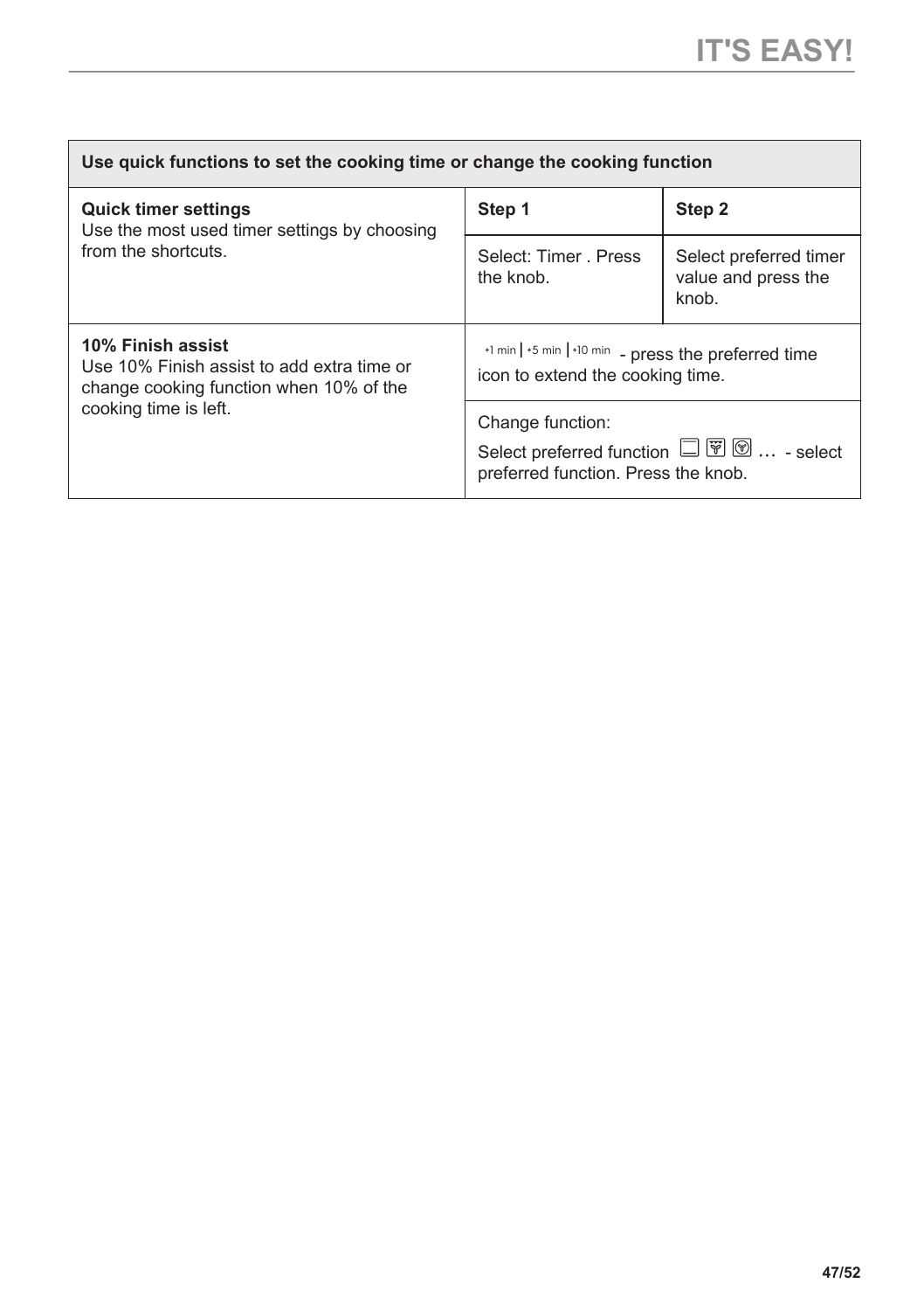| Use quick functions to set the cooking time or change the cooking function | | |
|---|---|---|
| **Quick timer settings**<br>Use the most used timer settings by choosing from the shortcuts. | **Step 1** | **Step 2** |
| | Select: Timer . Press the knob. | Select preferred timer value and press the knob. |
| **10% Finish assist**<br>Use 10% Finish assist to add extra time or change cooking function when 10% of the cooking time is left. | +1 min \| +5 min \| +10 min - press the preferred time icon to extend the cooking time. | |
| | Change function:<br>Select preferred function … - select preferred function. Press the knob. | |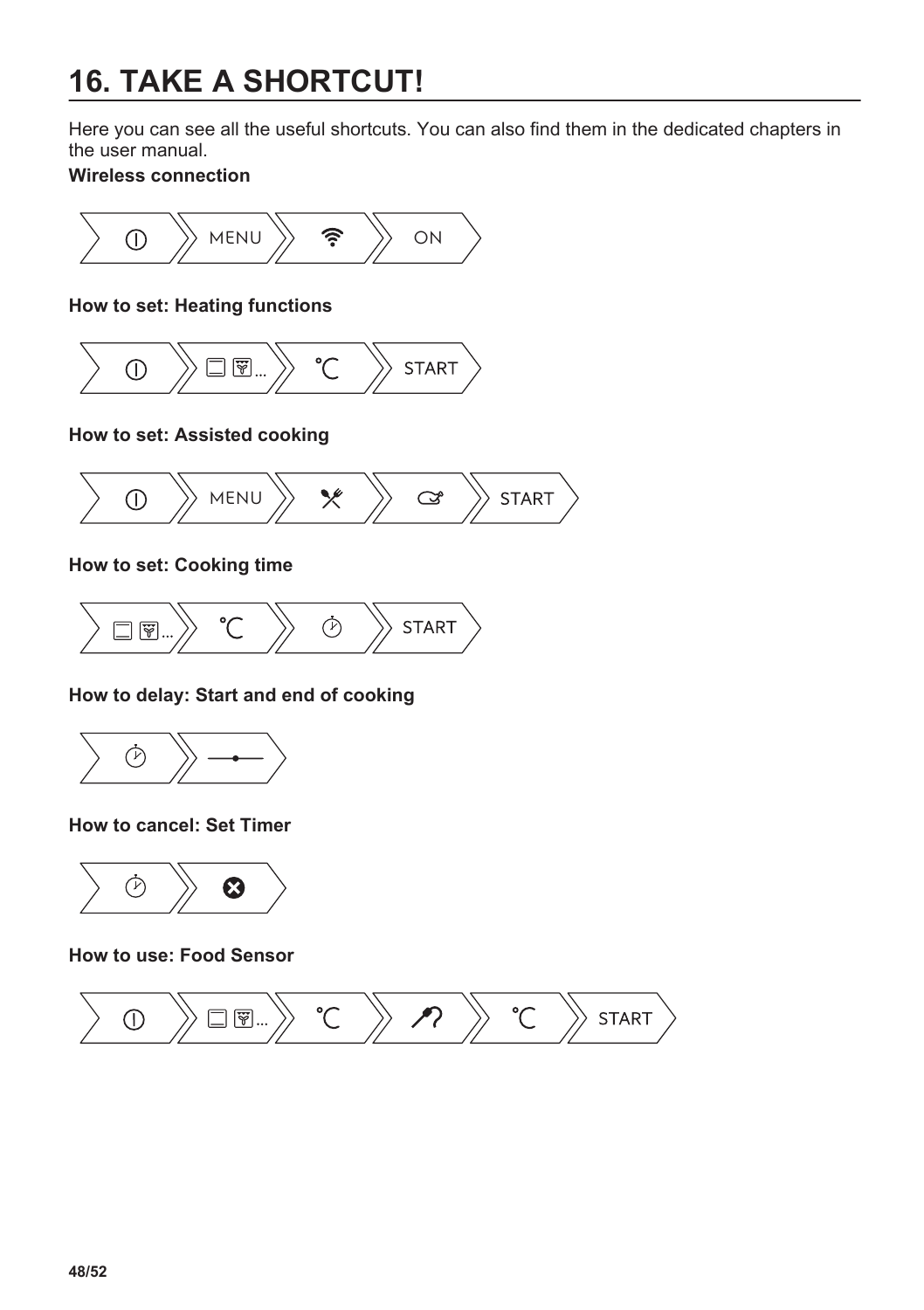# 16. TAKE A SHORTCUT!

Here you can see all the useful shortcuts. You can also find them in the dedicated chapters in the user manual.

**Wireless connection**

MENU ON START

**How to set: Heating functions**

... START

**How to set: Assisted cooking**

MENU START

**How to set: Cooking time**

... START

**How to delay: Start and end of cooking**

**How to cancel: Set Timer**

**How to use: Food Sensor**

... START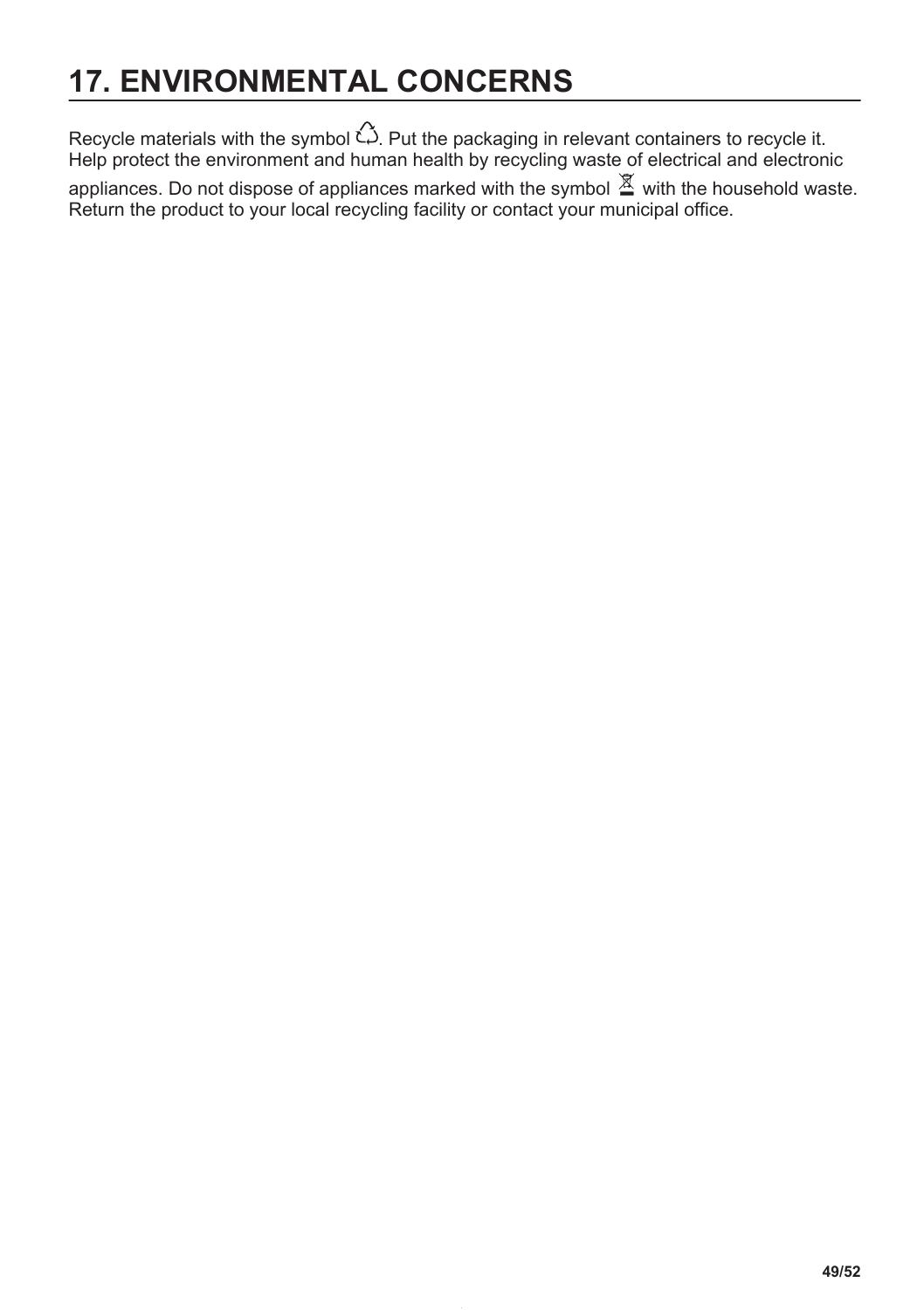# 17. ENVIRONMENTAL CONCERNS

Recycle materials with the symbol ♲. Put the packaging in relevant containers to recycle it. Help protect the environment and human health by recycling waste of electrical and electronic appliances. Do not dispose of appliances marked with the symbol 🗑 with the household waste. Return the product to your local recycling facility or contact your municipal office.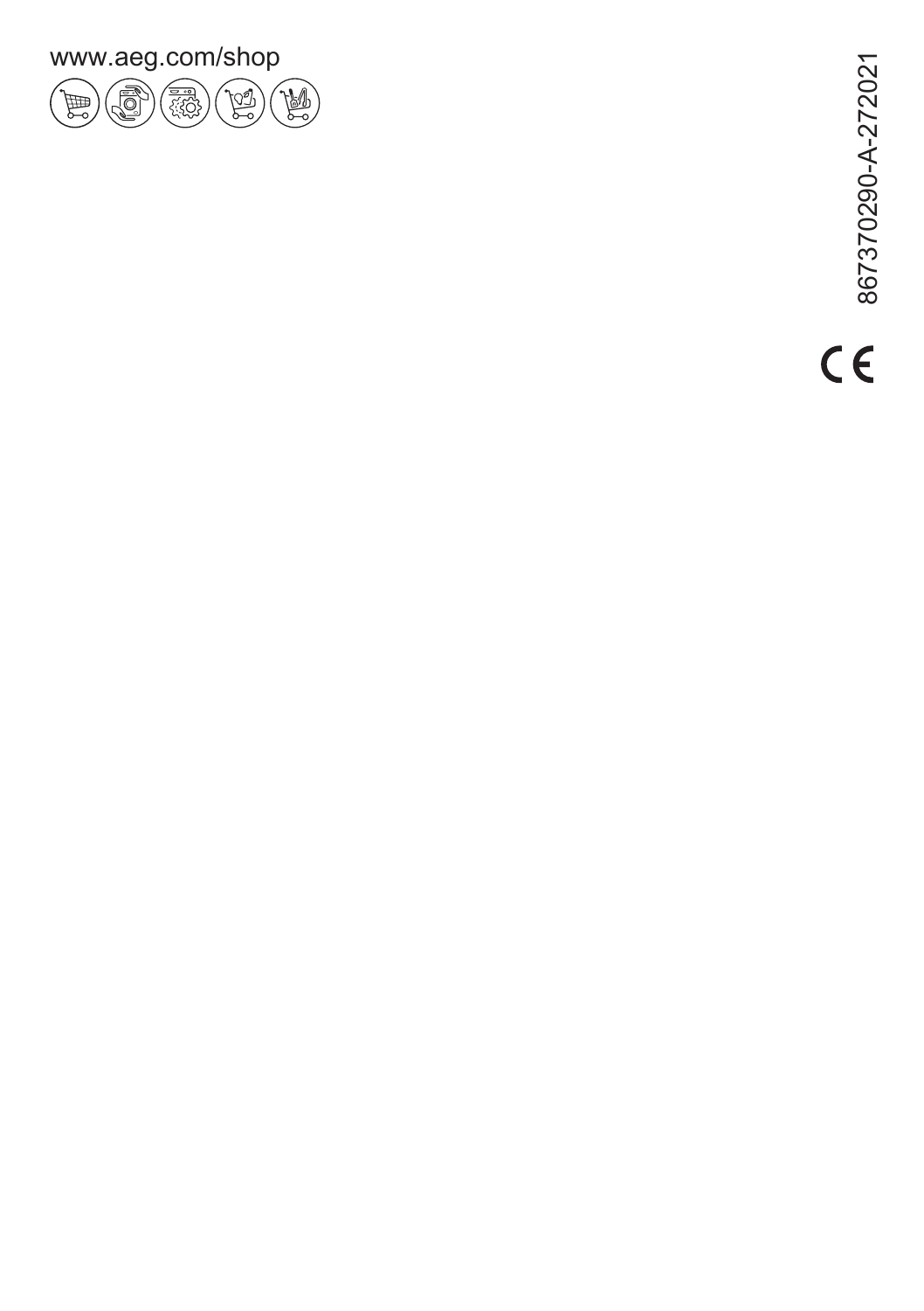www.aeg.com/shop

867370290-A-272021

CE